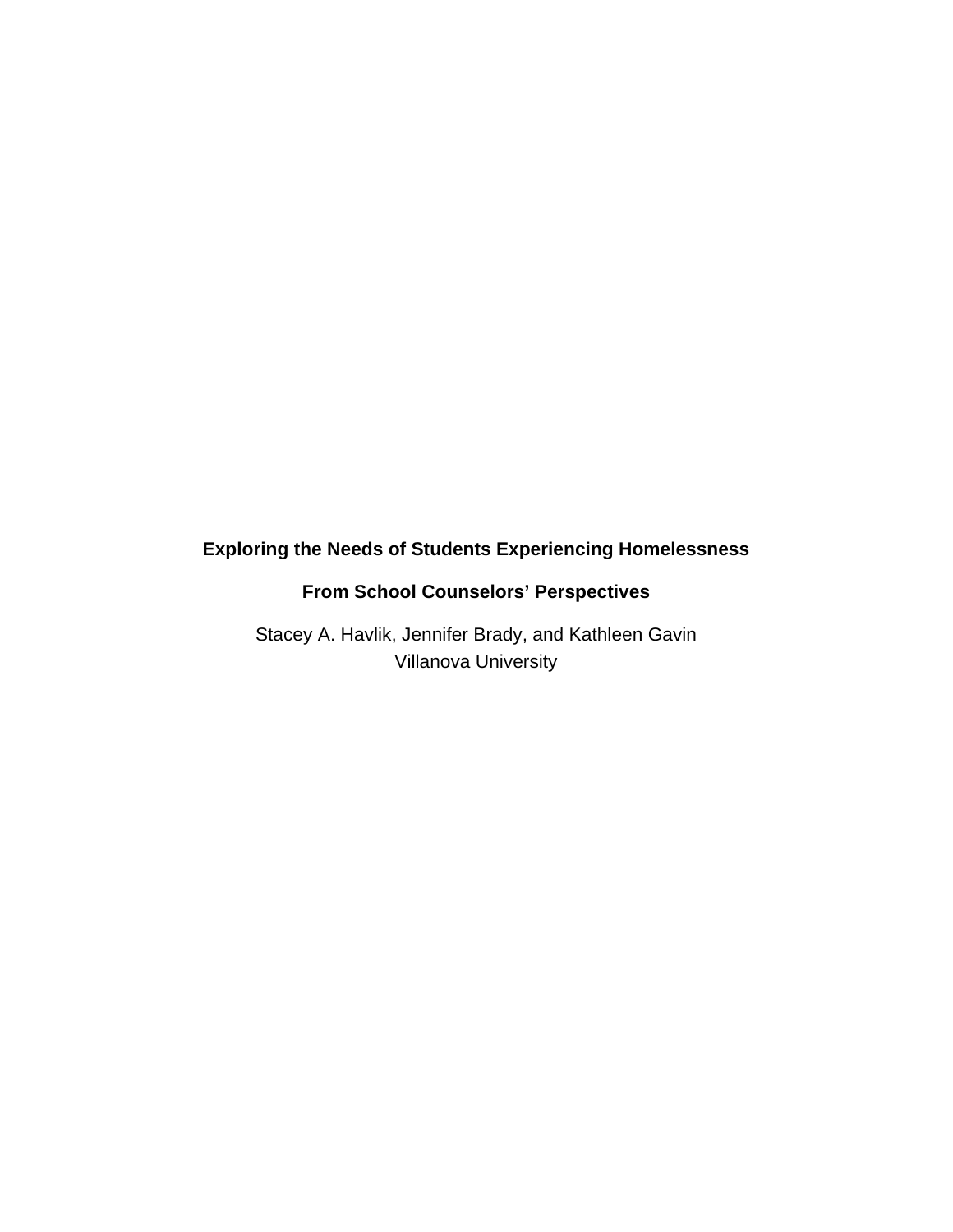# Exploring the Needs of Students Experiencing Homelessness

# From School Counselors' Perspectives

Stacey A. Havlik, Jennifer Brady, and Kathleen Gavin
Villanova University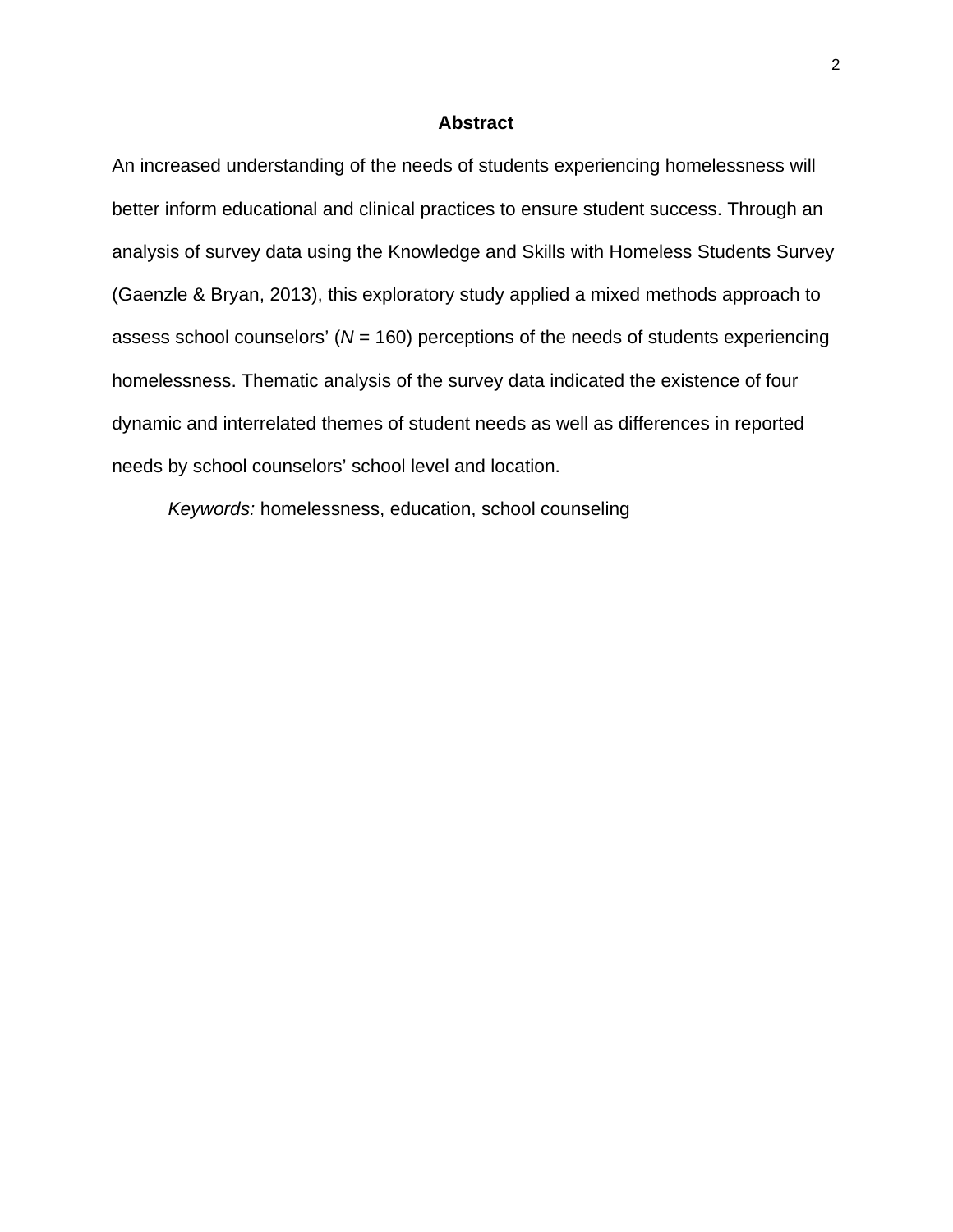# Abstract

An increased understanding of the needs of students experiencing homelessness will better inform educational and clinical practices to ensure student success. Through an analysis of survey data using the Knowledge and Skills with Homeless Students Survey (Gaenzle & Bryan, 2013), this exploratory study applied a mixed methods approach to assess school counselors' (*N* = 160) perceptions of the needs of students experiencing homelessness. Thematic analysis of the survey data indicated the existence of four dynamic and interrelated themes of student needs as well as differences in reported needs by school counselors' school level and location.

*Keywords:* homelessness, education, school counseling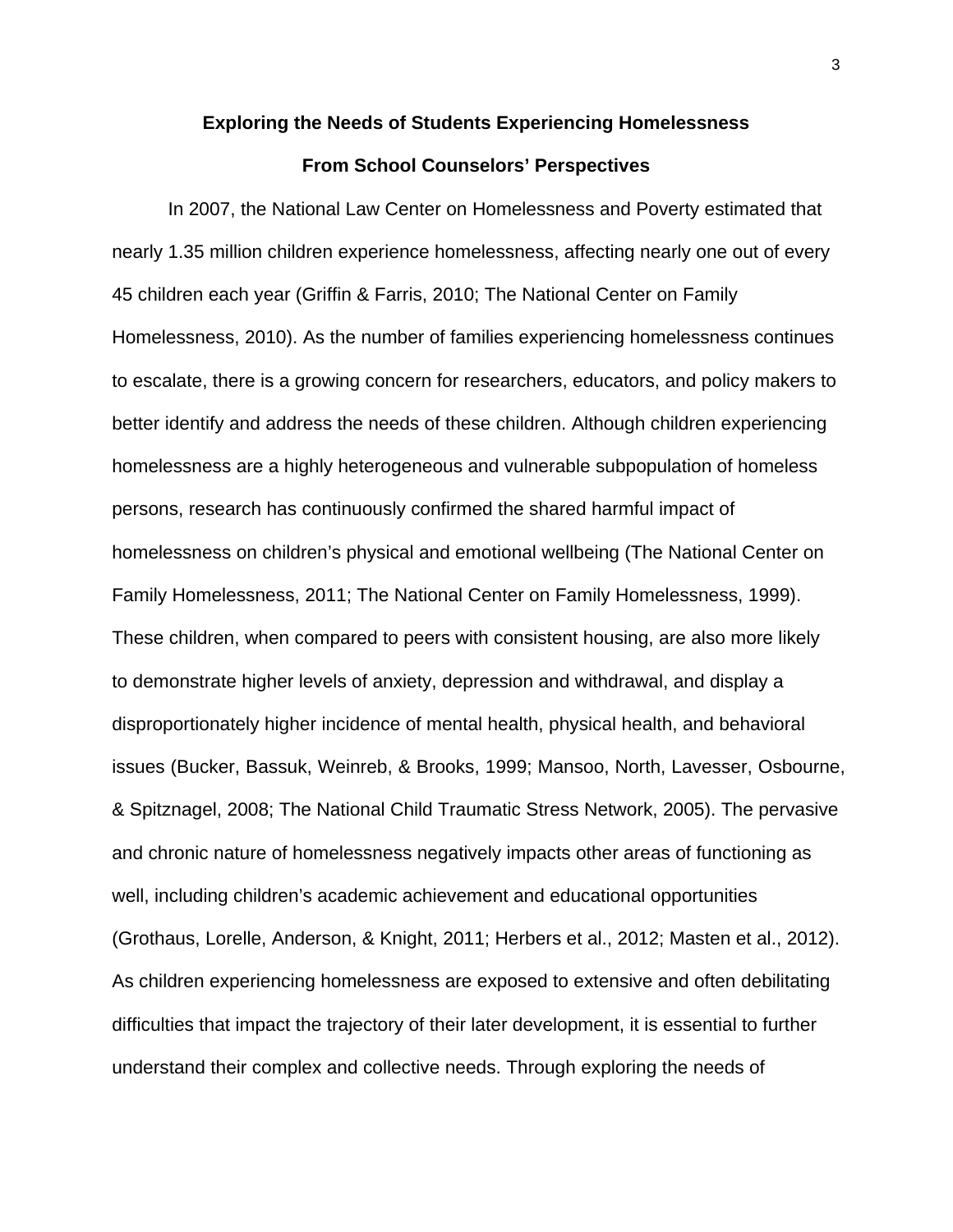# Exploring the Needs of Students Experiencing Homelessness From School Counselors' Perspectives

In 2007, the National Law Center on Homelessness and Poverty estimated that nearly 1.35 million children experience homelessness, affecting nearly one out of every 45 children each year (Griffin & Farris, 2010; The National Center on Family Homelessness, 2010). As the number of families experiencing homelessness continues to escalate, there is a growing concern for researchers, educators, and policy makers to better identify and address the needs of these children. Although children experiencing homelessness are a highly heterogeneous and vulnerable subpopulation of homeless persons, research has continuously confirmed the shared harmful impact of homelessness on children's physical and emotional wellbeing (The National Center on Family Homelessness, 2011; The National Center on Family Homelessness, 1999). These children, when compared to peers with consistent housing, are also more likely to demonstrate higher levels of anxiety, depression and withdrawal, and display a disproportionately higher incidence of mental health, physical health, and behavioral issues (Bucker, Bassuk, Weinreb, & Brooks, 1999; Mansoo, North, Lavesser, Osbourne, & Spitznagel, 2008; The National Child Traumatic Stress Network, 2005). The pervasive and chronic nature of homelessness negatively impacts other areas of functioning as well, including children's academic achievement and educational opportunities (Grothaus, Lorelle, Anderson, & Knight, 2011; Herbers et al., 2012; Masten et al., 2012). As children experiencing homelessness are exposed to extensive and often debilitating difficulties that impact the trajectory of their later development, it is essential to further understand their complex and collective needs. Through exploring the needs of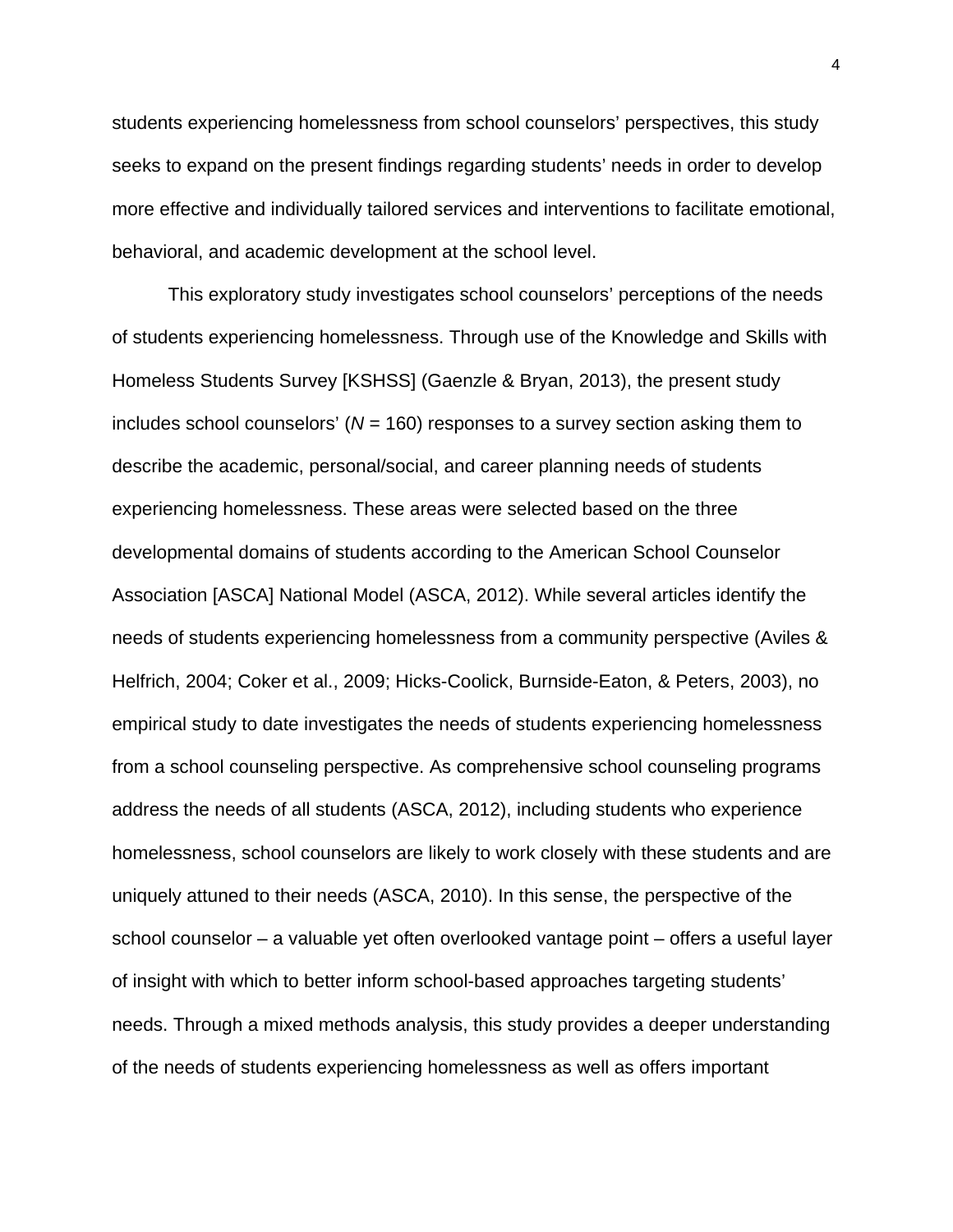students experiencing homelessness from school counselors' perspectives, this study seeks to expand on the present findings regarding students' needs in order to develop more effective and individually tailored services and interventions to facilitate emotional, behavioral, and academic development at the school level.

This exploratory study investigates school counselors' perceptions of the needs of students experiencing homelessness. Through use of the Knowledge and Skills with Homeless Students Survey [KSHSS] (Gaenzle & Bryan, 2013), the present study includes school counselors' (*N* = 160) responses to a survey section asking them to describe the academic, personal/social, and career planning needs of students experiencing homelessness. These areas were selected based on the three developmental domains of students according to the American School Counselor Association [ASCA] National Model (ASCA, 2012). While several articles identify the needs of students experiencing homelessness from a community perspective (Aviles & Helfrich, 2004; Coker et al., 2009; Hicks-Coolick, Burnside-Eaton, & Peters, 2003), no empirical study to date investigates the needs of students experiencing homelessness from a school counseling perspective. As comprehensive school counseling programs address the needs of all students (ASCA, 2012), including students who experience homelessness, school counselors are likely to work closely with these students and are uniquely attuned to their needs (ASCA, 2010). In this sense, the perspective of the school counselor – a valuable yet often overlooked vantage point – offers a useful layer of insight with which to better inform school-based approaches targeting students' needs. Through a mixed methods analysis, this study provides a deeper understanding of the needs of students experiencing homelessness as well as offers important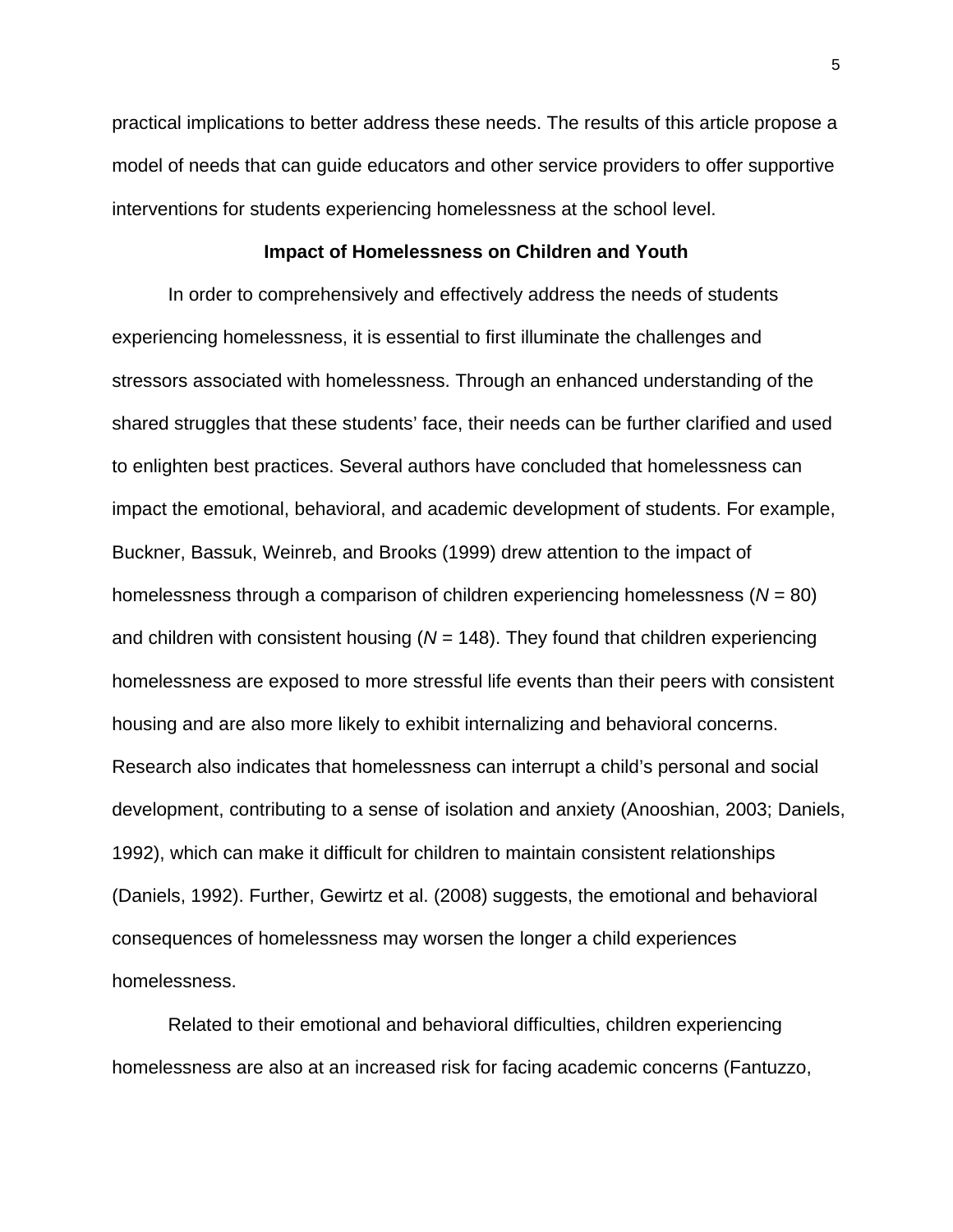practical implications to better address these needs. The results of this article propose a model of needs that can guide educators and other service providers to offer supportive interventions for students experiencing homelessness at the school level.

## Impact of Homelessness on Children and Youth

In order to comprehensively and effectively address the needs of students experiencing homelessness, it is essential to first illuminate the challenges and stressors associated with homelessness. Through an enhanced understanding of the shared struggles that these students' face, their needs can be further clarified and used to enlighten best practices. Several authors have concluded that homelessness can impact the emotional, behavioral, and academic development of students. For example, Buckner, Bassuk, Weinreb, and Brooks (1999) drew attention to the impact of homelessness through a comparison of children experiencing homelessness (*N* = 80) and children with consistent housing (*N* = 148). They found that children experiencing homelessness are exposed to more stressful life events than their peers with consistent housing and are also more likely to exhibit internalizing and behavioral concerns. Research also indicates that homelessness can interrupt a child's personal and social development, contributing to a sense of isolation and anxiety (Anooshian, 2003; Daniels, 1992), which can make it difficult for children to maintain consistent relationships (Daniels, 1992). Further, Gewirtz et al. (2008) suggests, the emotional and behavioral consequences of homelessness may worsen the longer a child experiences homelessness.

Related to their emotional and behavioral difficulties, children experiencing homelessness are also at an increased risk for facing academic concerns (Fantuzzo,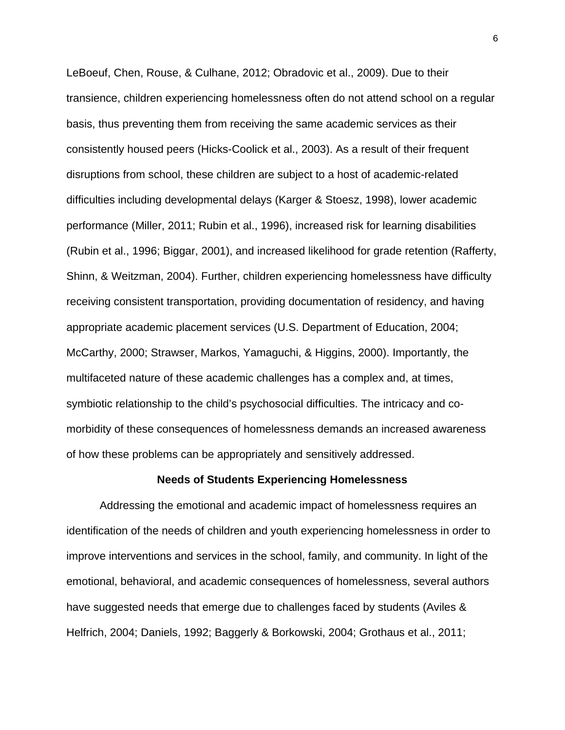LeBoeuf, Chen, Rouse, & Culhane, 2012; Obradovic et al., 2009). Due to their transience, children experiencing homelessness often do not attend school on a regular basis, thus preventing them from receiving the same academic services as their consistently housed peers (Hicks-Coolick et al., 2003). As a result of their frequent disruptions from school, these children are subject to a host of academic-related difficulties including developmental delays (Karger & Stoesz, 1998), lower academic performance (Miller, 2011; Rubin et al., 1996), increased risk for learning disabilities (Rubin et al., 1996; Biggar, 2001), and increased likelihood for grade retention (Rafferty, Shinn, & Weitzman, 2004). Further, children experiencing homelessness have difficulty receiving consistent transportation, providing documentation of residency, and having appropriate academic placement services (U.S. Department of Education, 2004; McCarthy, 2000; Strawser, Markos, Yamaguchi, & Higgins, 2000). Importantly, the multifaceted nature of these academic challenges has a complex and, at times, symbiotic relationship to the child's psychosocial difficulties. The intricacy and co-morbidity of these consequences of homelessness demands an increased awareness of how these problems can be appropriately and sensitively addressed.

## Needs of Students Experiencing Homelessness

Addressing the emotional and academic impact of homelessness requires an identification of the needs of children and youth experiencing homelessness in order to improve interventions and services in the school, family, and community. In light of the emotional, behavioral, and academic consequences of homelessness, several authors have suggested needs that emerge due to challenges faced by students (Aviles & Helfrich, 2004; Daniels, 1992; Baggerly & Borkowski, 2004; Grothaus et al., 2011;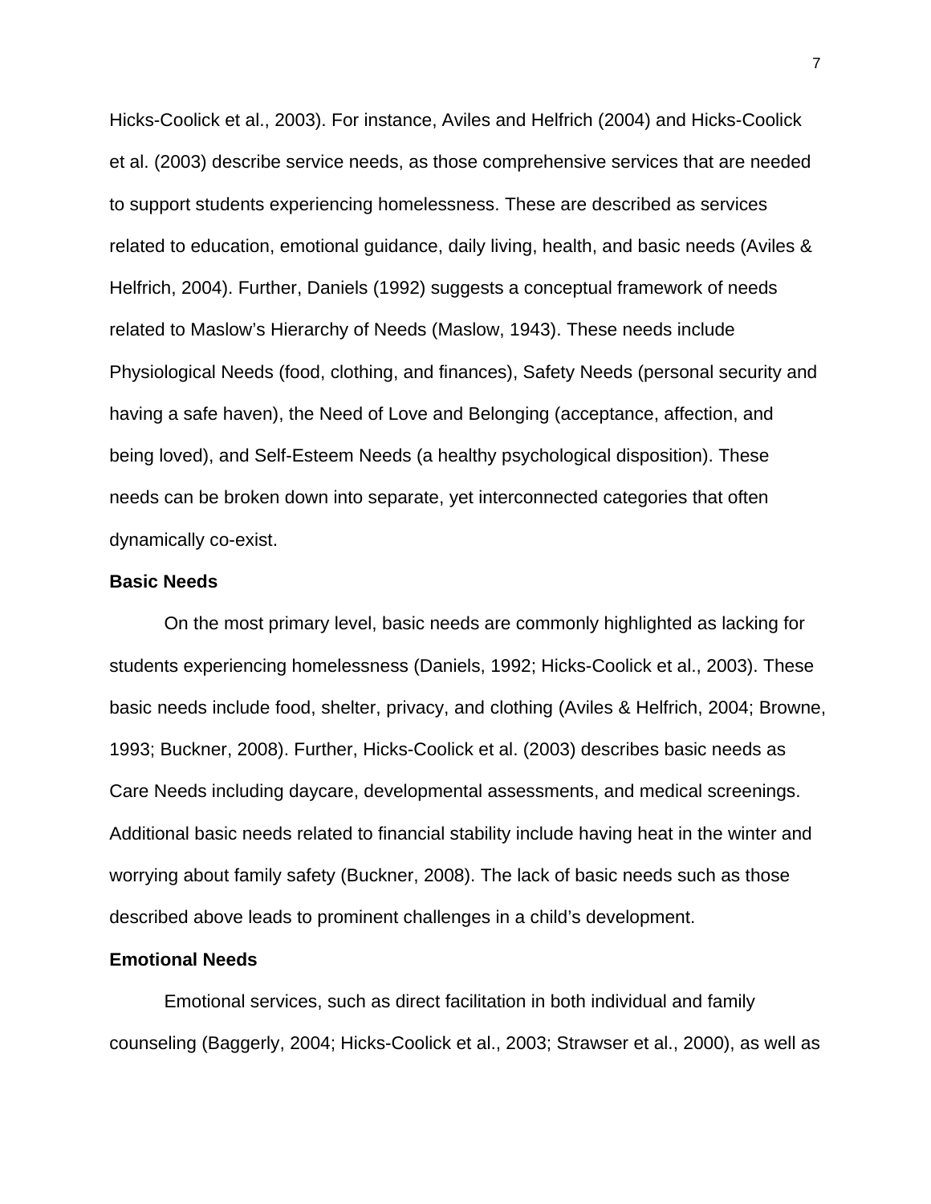Hicks-Coolick et al., 2003). For instance, Aviles and Helfrich (2004) and Hicks-Coolick et al. (2003) describe service needs, as those comprehensive services that are needed to support students experiencing homelessness. These are described as services related to education, emotional guidance, daily living, health, and basic needs (Aviles & Helfrich, 2004). Further, Daniels (1992) suggests a conceptual framework of needs related to Maslow's Hierarchy of Needs (Maslow, 1943). These needs include Physiological Needs (food, clothing, and finances), Safety Needs (personal security and having a safe haven), the Need of Love and Belonging (acceptance, affection, and being loved), and Self-Esteem Needs (a healthy psychological disposition). These needs can be broken down into separate, yet interconnected categories that often dynamically co-exist.

### Basic Needs

On the most primary level, basic needs are commonly highlighted as lacking for students experiencing homelessness (Daniels, 1992; Hicks-Coolick et al., 2003). These basic needs include food, shelter, privacy, and clothing (Aviles & Helfrich, 2004; Browne, 1993; Buckner, 2008). Further, Hicks-Coolick et al. (2003) describes basic needs as Care Needs including daycare, developmental assessments, and medical screenings. Additional basic needs related to financial stability include having heat in the winter and worrying about family safety (Buckner, 2008). The lack of basic needs such as those described above leads to prominent challenges in a child's development.

### Emotional Needs

Emotional services, such as direct facilitation in both individual and family counseling (Baggerly, 2004; Hicks-Coolick et al., 2003; Strawser et al., 2000), as well as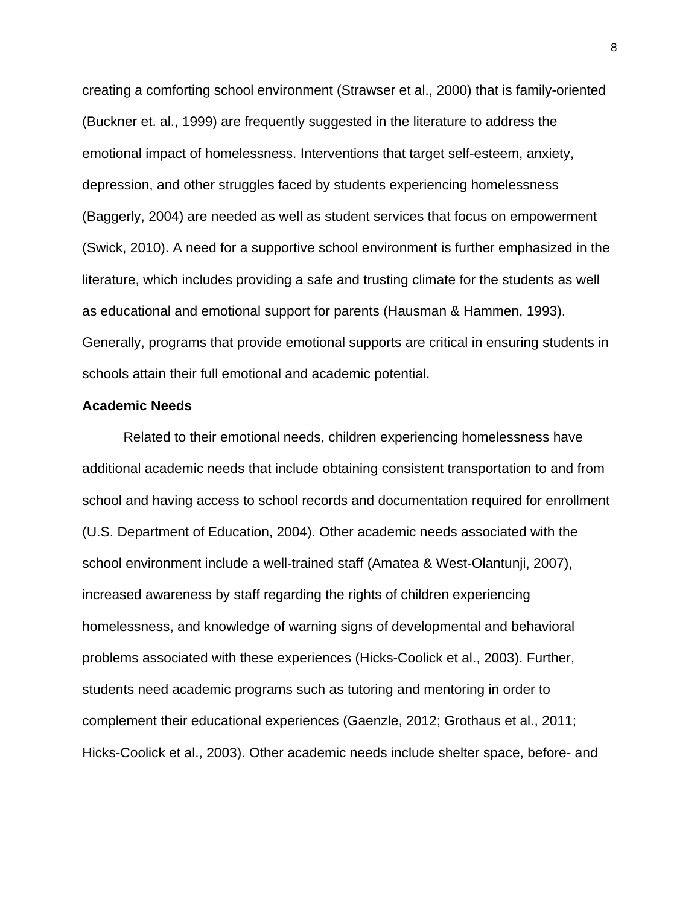creating a comforting school environment (Strawser et al., 2000) that is family-oriented (Buckner et. al., 1999) are frequently suggested in the literature to address the emotional impact of homelessness. Interventions that target self-esteem, anxiety, depression, and other struggles faced by students experiencing homelessness (Baggerly, 2004) are needed as well as student services that focus on empowerment (Swick, 2010). A need for a supportive school environment is further emphasized in the literature, which includes providing a safe and trusting climate for the students as well as educational and emotional support for parents (Hausman & Hammen, 1993). Generally, programs that provide emotional supports are critical in ensuring students in schools attain their full emotional and academic potential.

**Academic Needs**

Related to their emotional needs, children experiencing homelessness have additional academic needs that include obtaining consistent transportation to and from school and having access to school records and documentation required for enrollment (U.S. Department of Education, 2004). Other academic needs associated with the school environment include a well-trained staff (Amatea & West-Olantunji, 2007), increased awareness by staff regarding the rights of children experiencing homelessness, and knowledge of warning signs of developmental and behavioral problems associated with these experiences (Hicks-Coolick et al., 2003). Further, students need academic programs such as tutoring and mentoring in order to complement their educational experiences (Gaenzle, 2012; Grothaus et al., 2011; Hicks-Coolick et al., 2003). Other academic needs include shelter space, before- and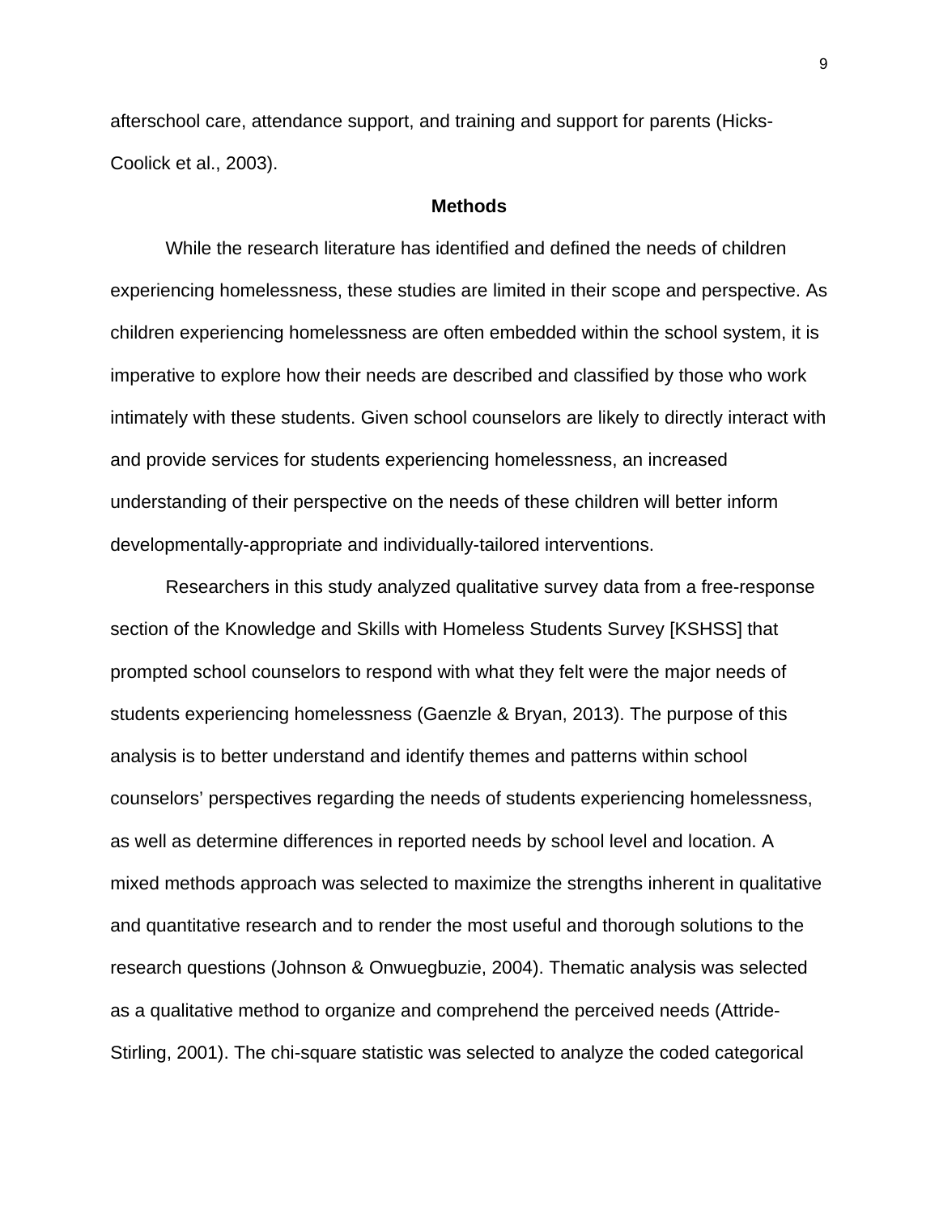afterschool care, attendance support, and training and support for parents (Hicks-Coolick et al., 2003).

## Methods

While the research literature has identified and defined the needs of children experiencing homelessness, these studies are limited in their scope and perspective. As children experiencing homelessness are often embedded within the school system, it is imperative to explore how their needs are described and classified by those who work intimately with these students. Given school counselors are likely to directly interact with and provide services for students experiencing homelessness, an increased understanding of their perspective on the needs of these children will better inform developmentally-appropriate and individually-tailored interventions.

Researchers in this study analyzed qualitative survey data from a free-response section of the Knowledge and Skills with Homeless Students Survey [KSHSS] that prompted school counselors to respond with what they felt were the major needs of students experiencing homelessness (Gaenzle & Bryan, 2013). The purpose of this analysis is to better understand and identify themes and patterns within school counselors' perspectives regarding the needs of students experiencing homelessness, as well as determine differences in reported needs by school level and location. A mixed methods approach was selected to maximize the strengths inherent in qualitative and quantitative research and to render the most useful and thorough solutions to the research questions (Johnson & Onwuegbuzie, 2004). Thematic analysis was selected as a qualitative method to organize and comprehend the perceived needs (Attride-Stirling, 2001). The chi-square statistic was selected to analyze the coded categorical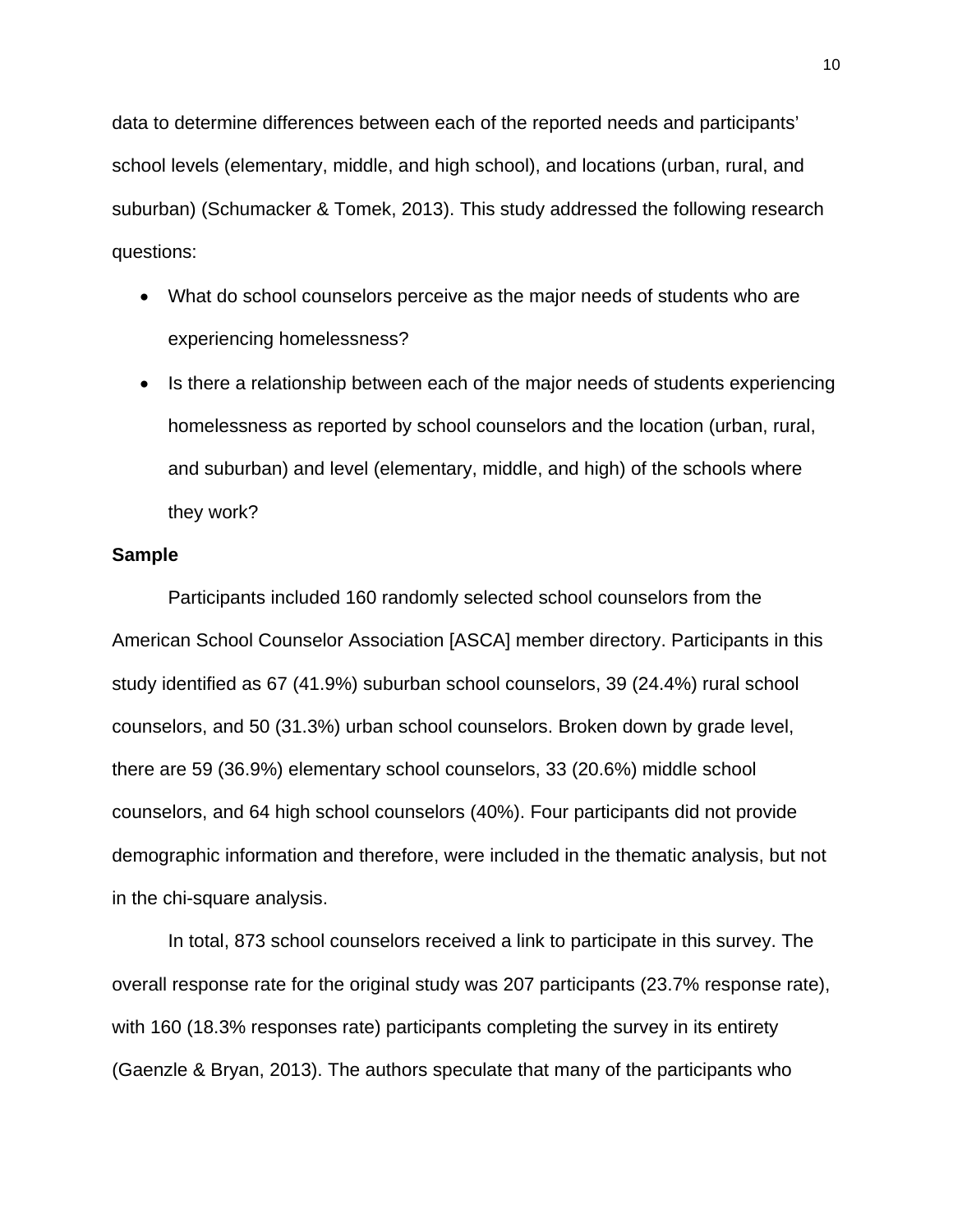data to determine differences between each of the reported needs and participants' school levels (elementary, middle, and high school), and locations (urban, rural, and suburban) (Schumacker & Tomek, 2013). This study addressed the following research questions:

- What do school counselors perceive as the major needs of students who are experiencing homelessness?
- Is there a relationship between each of the major needs of students experiencing homelessness as reported by school counselors and the location (urban, rural, and suburban) and level (elementary, middle, and high) of the schools where they work?

**Sample**

Participants included 160 randomly selected school counselors from the American School Counselor Association [ASCA] member directory. Participants in this study identified as 67 (41.9%) suburban school counselors, 39 (24.4%) rural school counselors, and 50 (31.3%) urban school counselors. Broken down by grade level, there are 59 (36.9%) elementary school counselors, 33 (20.6%) middle school counselors, and 64 high school counselors (40%). Four participants did not provide demographic information and therefore, were included in the thematic analysis, but not in the chi-square analysis.

In total, 873 school counselors received a link to participate in this survey. The overall response rate for the original study was 207 participants (23.7% response rate), with 160 (18.3% responses rate) participants completing the survey in its entirety (Gaenzle & Bryan, 2013). The authors speculate that many of the participants who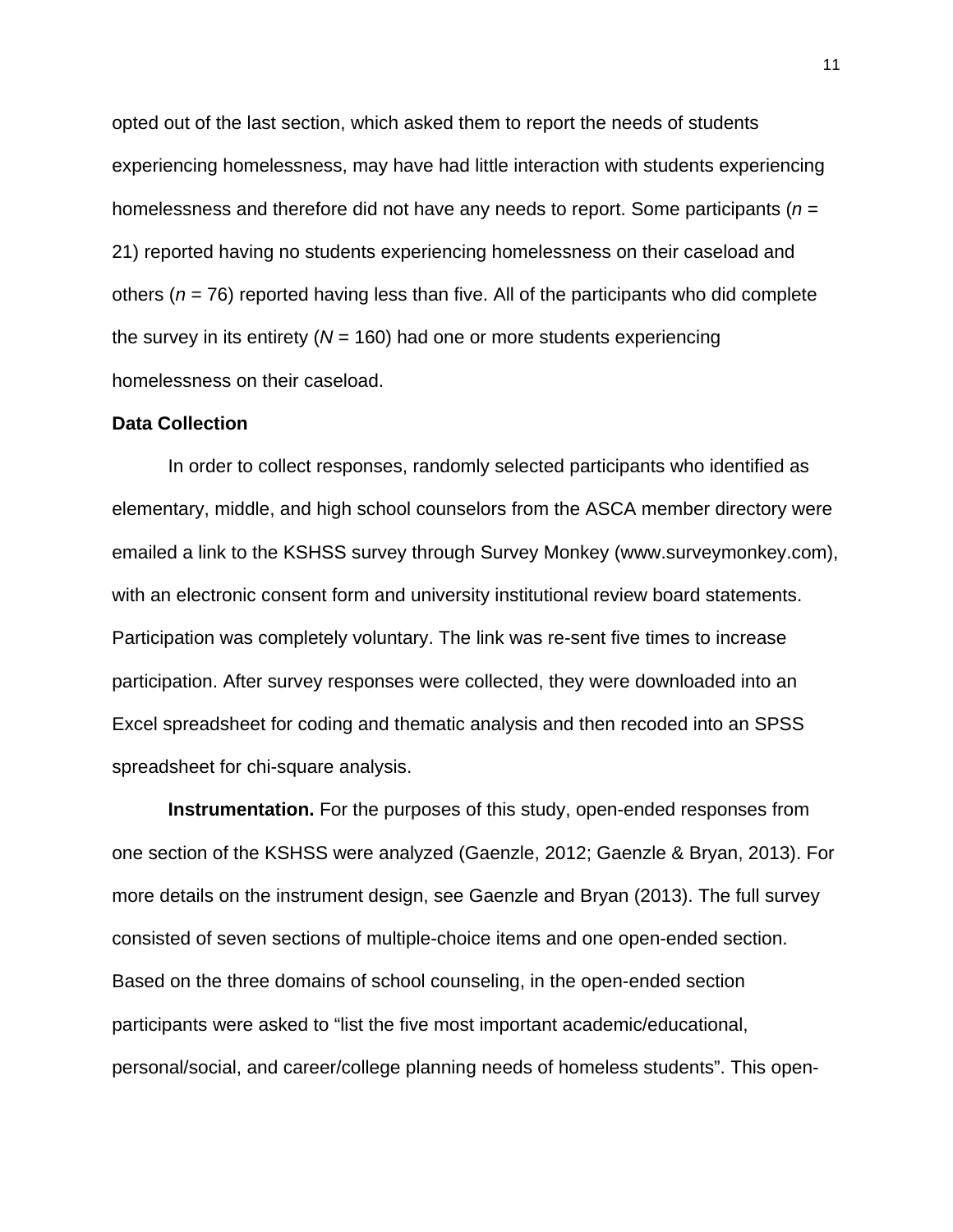opted out of the last section, which asked them to report the needs of students experiencing homelessness, may have had little interaction with students experiencing homelessness and therefore did not have any needs to report. Some participants ($n$ = 21) reported having no students experiencing homelessness on their caseload and others ($n$ = 76) reported having less than five. All of the participants who did complete the survey in its entirety ($N$ = 160) had one or more students experiencing homelessness on their caseload.

**Data Collection**

In order to collect responses, randomly selected participants who identified as elementary, middle, and high school counselors from the ASCA member directory were emailed a link to the KSHSS survey through Survey Monkey (www.surveymonkey.com), with an electronic consent form and university institutional review board statements. Participation was completely voluntary. The link was re-sent five times to increase participation. After survey responses were collected, they were downloaded into an Excel spreadsheet for coding and thematic analysis and then recoded into an SPSS spreadsheet for chi-square analysis.

**Instrumentation.** For the purposes of this study, open-ended responses from one section of the KSHSS were analyzed (Gaenzle, 2012; Gaenzle & Bryan, 2013). For more details on the instrument design, see Gaenzle and Bryan (2013). The full survey consisted of seven sections of multiple-choice items and one open-ended section. Based on the three domains of school counseling, in the open-ended section participants were asked to "list the five most important academic/educational, personal/social, and career/college planning needs of homeless students". This open-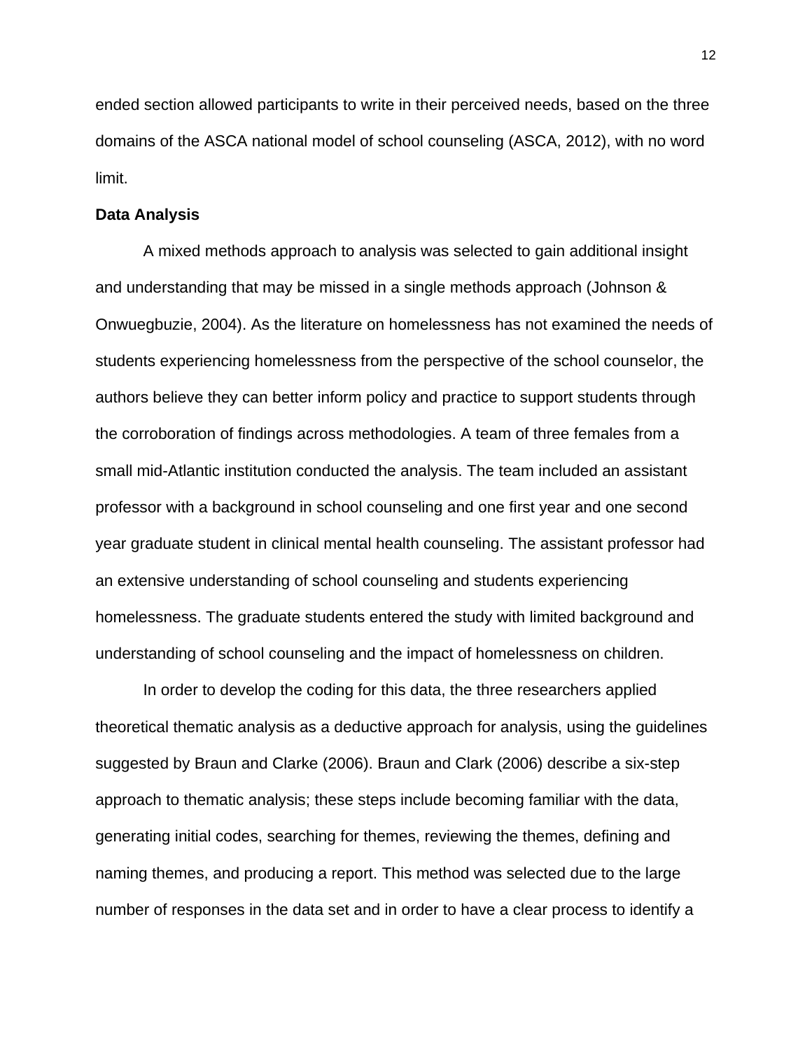ended section allowed participants to write in their perceived needs, based on the three domains of the ASCA national model of school counseling (ASCA, 2012), with no word limit.

**Data Analysis**

A mixed methods approach to analysis was selected to gain additional insight and understanding that may be missed in a single methods approach (Johnson & Onwuegbuzie, 2004). As the literature on homelessness has not examined the needs of students experiencing homelessness from the perspective of the school counselor, the authors believe they can better inform policy and practice to support students through the corroboration of findings across methodologies. A team of three females from a small mid-Atlantic institution conducted the analysis. The team included an assistant professor with a background in school counseling and one first year and one second year graduate student in clinical mental health counseling. The assistant professor had an extensive understanding of school counseling and students experiencing homelessness. The graduate students entered the study with limited background and understanding of school counseling and the impact of homelessness on children.

In order to develop the coding for this data, the three researchers applied theoretical thematic analysis as a deductive approach for analysis, using the guidelines suggested by Braun and Clarke (2006). Braun and Clark (2006) describe a six-step approach to thematic analysis; these steps include becoming familiar with the data, generating initial codes, searching for themes, reviewing the themes, defining and naming themes, and producing a report. This method was selected due to the large number of responses in the data set and in order to have a clear process to identify a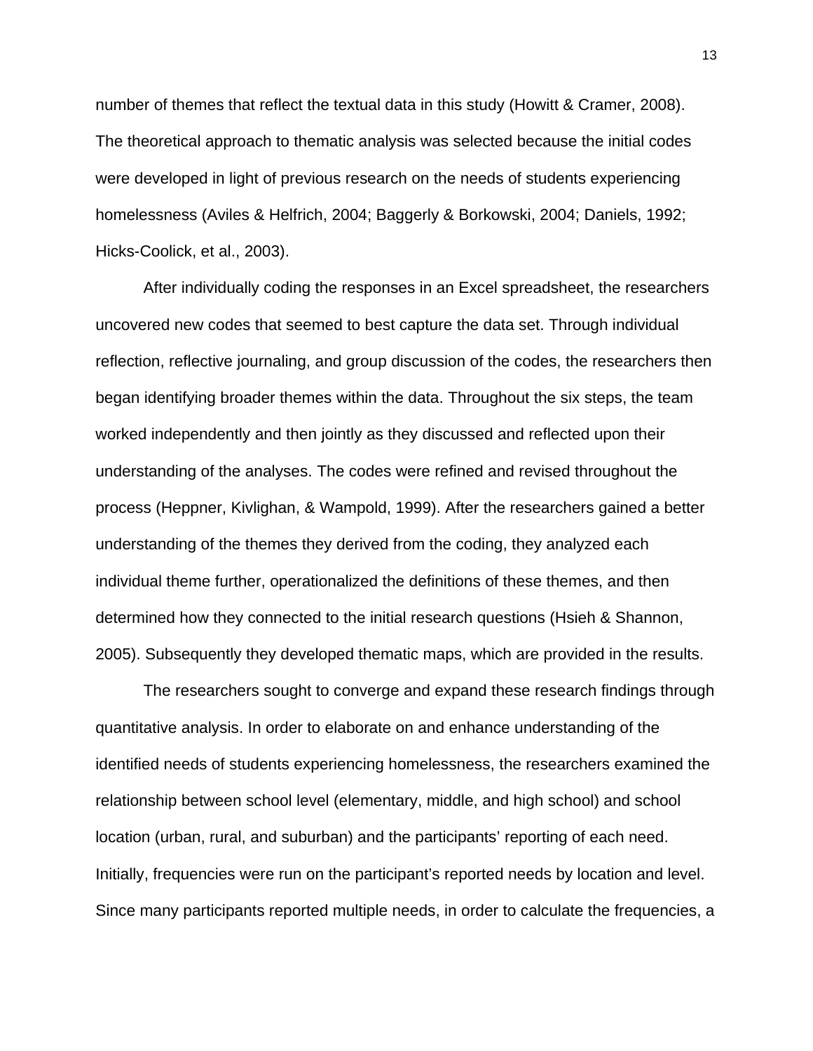number of themes that reflect the textual data in this study (Howitt & Cramer, 2008). The theoretical approach to thematic analysis was selected because the initial codes were developed in light of previous research on the needs of students experiencing homelessness (Aviles & Helfrich, 2004; Baggerly & Borkowski, 2004; Daniels, 1992; Hicks-Coolick, et al., 2003).

After individually coding the responses in an Excel spreadsheet, the researchers uncovered new codes that seemed to best capture the data set. Through individual reflection, reflective journaling, and group discussion of the codes, the researchers then began identifying broader themes within the data. Throughout the six steps, the team worked independently and then jointly as they discussed and reflected upon their understanding of the analyses. The codes were refined and revised throughout the process (Heppner, Kivlighan, & Wampold, 1999). After the researchers gained a better understanding of the themes they derived from the coding, they analyzed each individual theme further, operationalized the definitions of these themes, and then determined how they connected to the initial research questions (Hsieh & Shannon, 2005). Subsequently they developed thematic maps, which are provided in the results.

The researchers sought to converge and expand these research findings through quantitative analysis. In order to elaborate on and enhance understanding of the identified needs of students experiencing homelessness, the researchers examined the relationship between school level (elementary, middle, and high school) and school location (urban, rural, and suburban) and the participants' reporting of each need. Initially, frequencies were run on the participant's reported needs by location and level. Since many participants reported multiple needs, in order to calculate the frequencies, a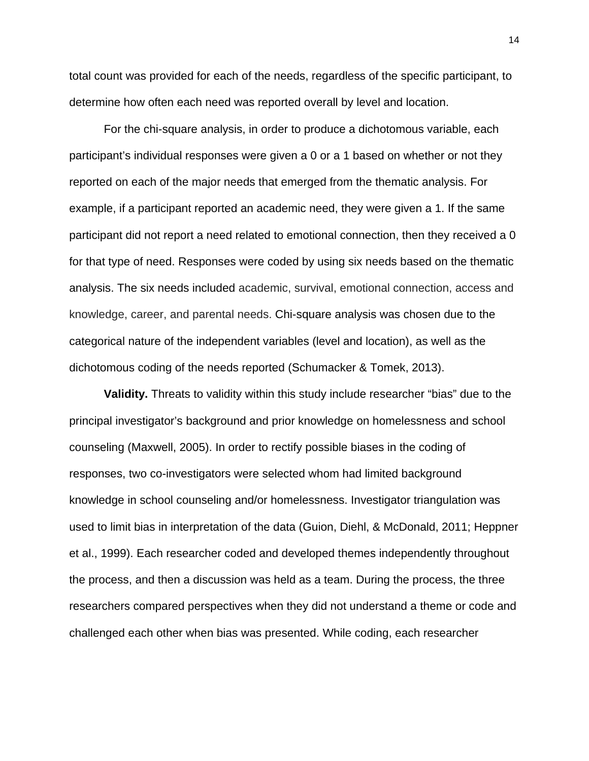total count was provided for each of the needs, regardless of the specific participant, to determine how often each need was reported overall by level and location.

For the chi-square analysis, in order to produce a dichotomous variable, each participant's individual responses were given a 0 or a 1 based on whether or not they reported on each of the major needs that emerged from the thematic analysis. For example, if a participant reported an academic need, they were given a 1. If the same participant did not report a need related to emotional connection, then they received a 0 for that type of need. Responses were coded by using six needs based on the thematic analysis. The six needs included academic, survival, emotional connection, access and knowledge, career, and parental needs. Chi-square analysis was chosen due to the categorical nature of the independent variables (level and location), as well as the dichotomous coding of the needs reported (Schumacker & Tomek, 2013).

**Validity.** Threats to validity within this study include researcher "bias" due to the principal investigator's background and prior knowledge on homelessness and school counseling (Maxwell, 2005). In order to rectify possible biases in the coding of responses, two co-investigators were selected whom had limited background knowledge in school counseling and/or homelessness. Investigator triangulation was used to limit bias in interpretation of the data (Guion, Diehl, & McDonald, 2011; Heppner et al., 1999). Each researcher coded and developed themes independently throughout the process, and then a discussion was held as a team. During the process, the three researchers compared perspectives when they did not understand a theme or code and challenged each other when bias was presented. While coding, each researcher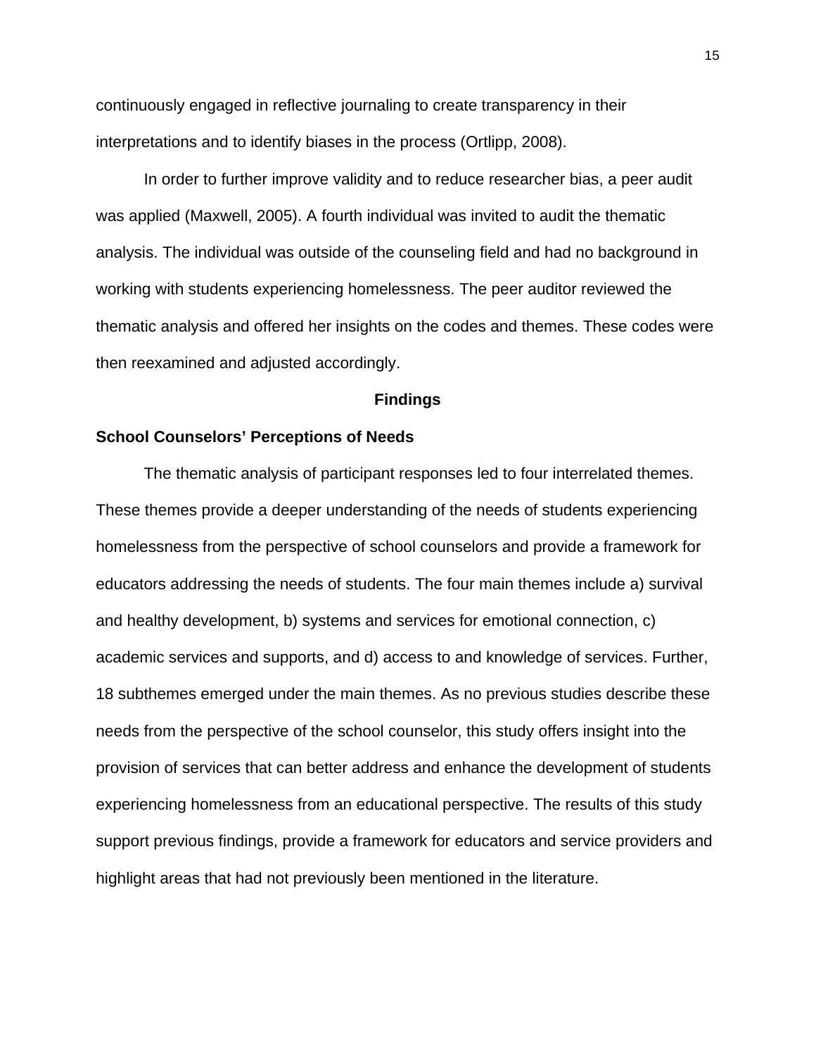continuously engaged in reflective journaling to create transparency in their interpretations and to identify biases in the process (Ortlipp, 2008).

In order to further improve validity and to reduce researcher bias, a peer audit was applied (Maxwell, 2005). A fourth individual was invited to audit the thematic analysis. The individual was outside of the counseling field and had no background in working with students experiencing homelessness. The peer auditor reviewed the thematic analysis and offered her insights on the codes and themes. These codes were then reexamined and adjusted accordingly.

## Findings

### School Counselors' Perceptions of Needs

The thematic analysis of participant responses led to four interrelated themes. These themes provide a deeper understanding of the needs of students experiencing homelessness from the perspective of school counselors and provide a framework for educators addressing the needs of students. The four main themes include a) survival and healthy development, b) systems and services for emotional connection, c) academic services and supports, and d) access to and knowledge of services. Further, 18 subthemes emerged under the main themes. As no previous studies describe these needs from the perspective of the school counselor, this study offers insight into the provision of services that can better address and enhance the development of students experiencing homelessness from an educational perspective. The results of this study support previous findings, provide a framework for educators and service providers and highlight areas that had not previously been mentioned in the literature.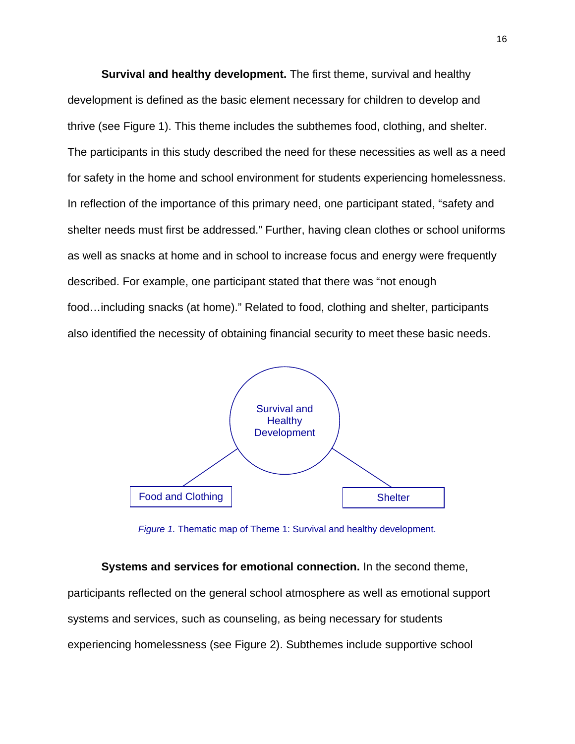**Survival and healthy development.** The first theme, survival and healthy development is defined as the basic element necessary for children to develop and thrive (see Figure 1). This theme includes the subthemes food, clothing, and shelter. The participants in this study described the need for these necessities as well as a need for safety in the home and school environment for students experiencing homelessness. In reflection of the importance of this primary need, one participant stated, "safety and shelter needs must first be addressed." Further, having clean clothes or school uniforms as well as snacks at home and in school to increase focus and energy were frequently described. For example, one participant stated that there was "not enough food…including snacks (at home)." Related to food, clothing and shelter, participants also identified the necessity of obtaining financial security to meet these basic needs.

Survival and Healthy Development

Food and Clothing

Shelter

*Figure 1.* Thematic map of Theme 1: Survival and healthy development.

**Systems and services for emotional connection.** In the second theme, participants reflected on the general school atmosphere as well as emotional support systems and services, such as counseling, as being necessary for students experiencing homelessness (see Figure 2). Subthemes include supportive school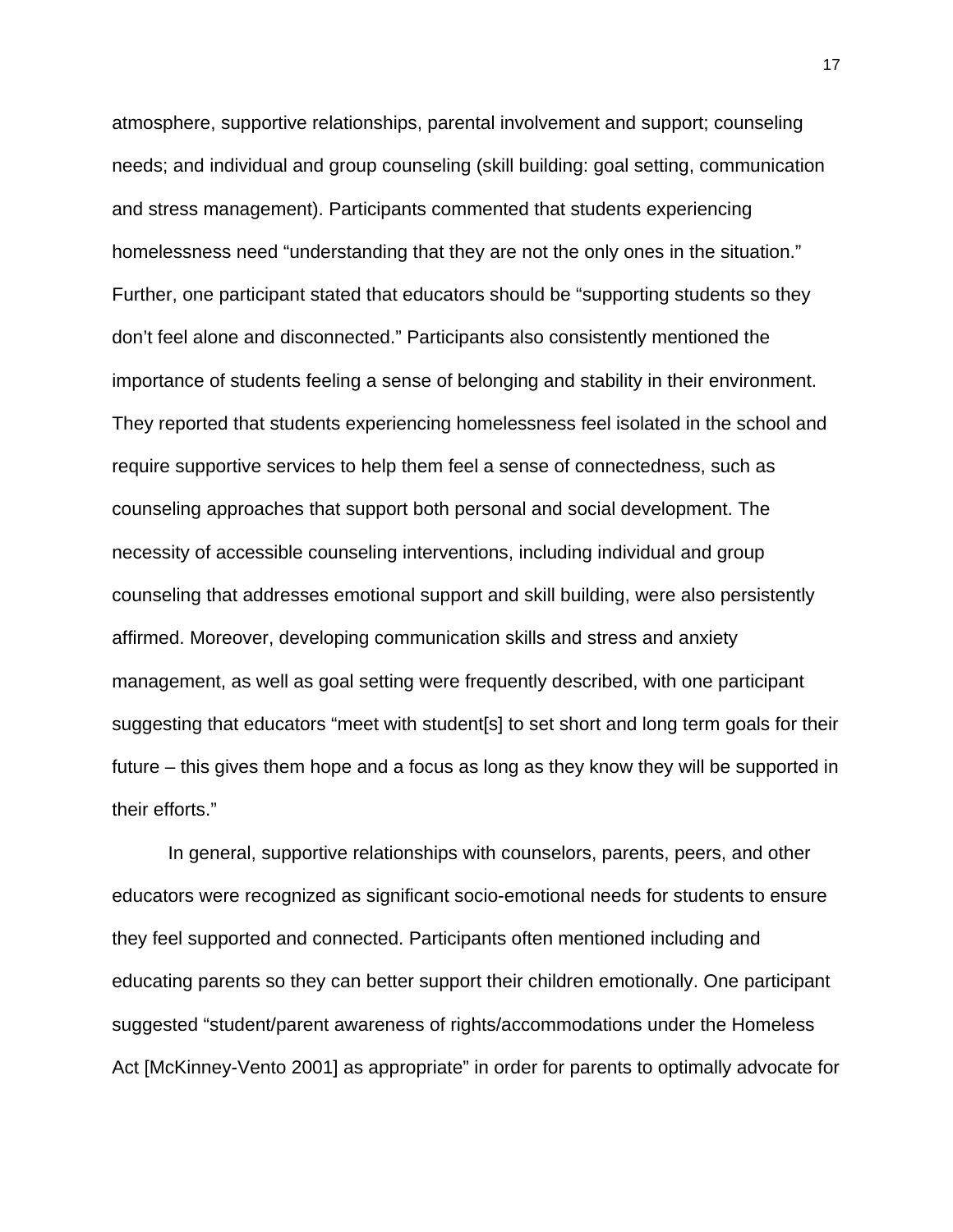atmosphere, supportive relationships, parental involvement and support; counseling needs; and individual and group counseling (skill building: goal setting, communication and stress management). Participants commented that students experiencing homelessness need “understanding that they are not the only ones in the situation.” Further, one participant stated that educators should be “supporting students so they don’t feel alone and disconnected.” Participants also consistently mentioned the importance of students feeling a sense of belonging and stability in their environment. They reported that students experiencing homelessness feel isolated in the school and require supportive services to help them feel a sense of connectedness, such as counseling approaches that support both personal and social development. The necessity of accessible counseling interventions, including individual and group counseling that addresses emotional support and skill building, were also persistently affirmed. Moreover, developing communication skills and stress and anxiety management, as well as goal setting were frequently described, with one participant suggesting that educators “meet with student[s] to set short and long term goals for their future – this gives them hope and a focus as long as they know they will be supported in their efforts.”

In general, supportive relationships with counselors, parents, peers, and other educators were recognized as significant socio-emotional needs for students to ensure they feel supported and connected. Participants often mentioned including and educating parents so they can better support their children emotionally. One participant suggested “student/parent awareness of rights/accommodations under the Homeless Act [McKinney-Vento 2001] as appropriate” in order for parents to optimally advocate for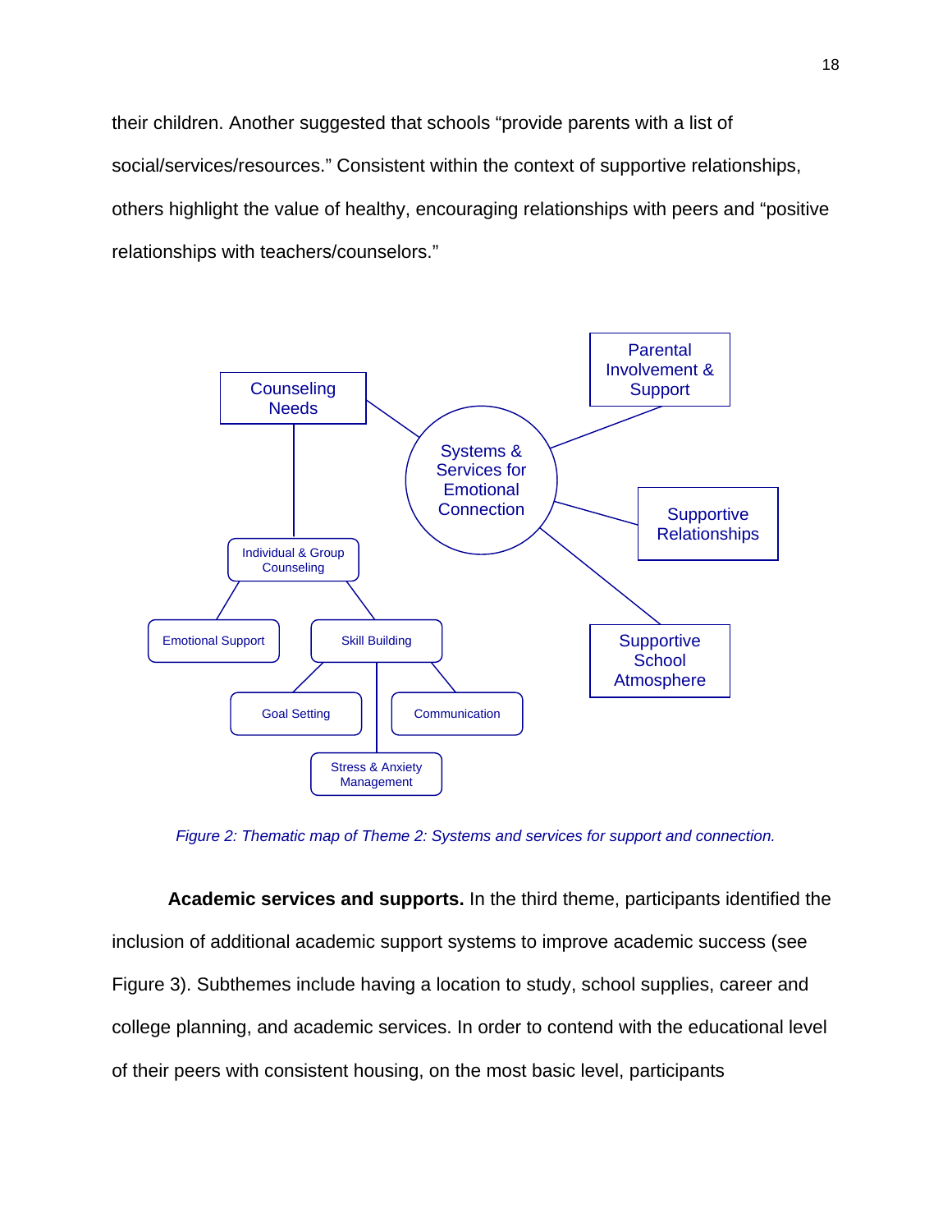their children. Another suggested that schools "provide parents with a list of social/services/resources." Consistent within the context of supportive relationships, others highlight the value of healthy, encouraging relationships with peers and "positive relationships with teachers/counselors."

*Figure 2: Thematic map of Theme 2: Systems and services for support and connection.*

**Academic services and supports.** In the third theme, participants identified the inclusion of additional academic support systems to improve academic success (see Figure 3). Subthemes include having a location to study, school supplies, career and college planning, and academic services. In order to contend with the educational level of their peers with consistent housing, on the most basic level, participants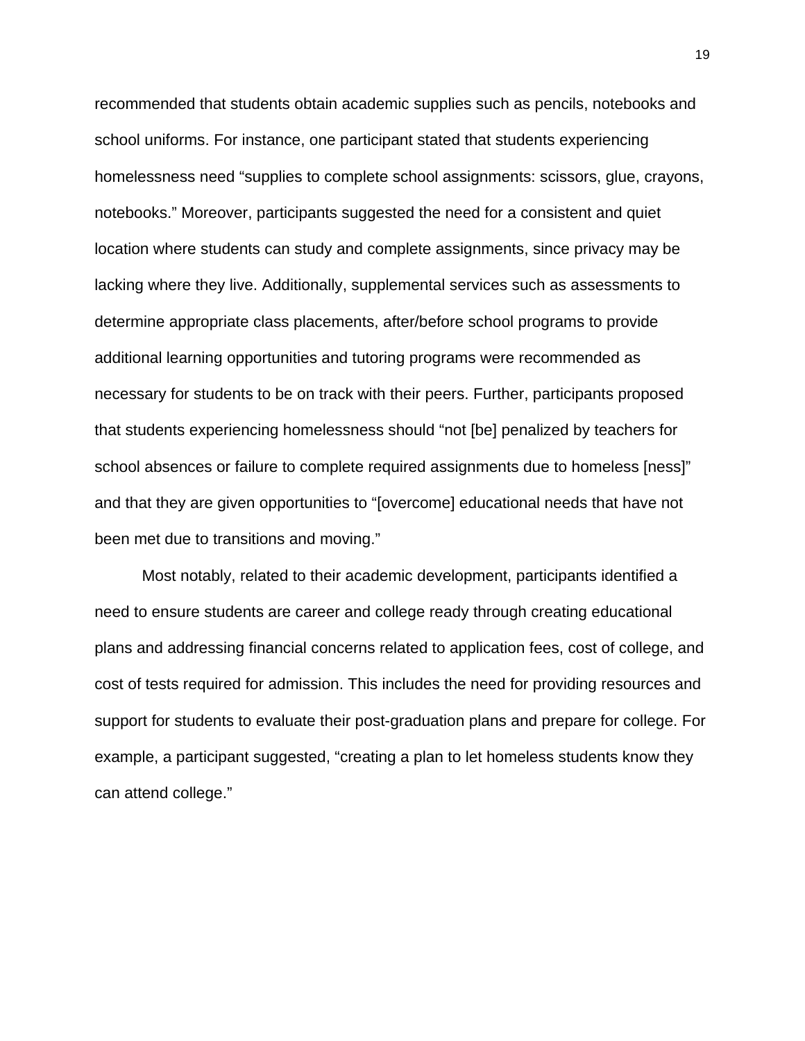recommended that students obtain academic supplies such as pencils, notebooks and school uniforms. For instance, one participant stated that students experiencing homelessness need “supplies to complete school assignments: scissors, glue, crayons, notebooks.” Moreover, participants suggested the need for a consistent and quiet location where students can study and complete assignments, since privacy may be lacking where they live. Additionally, supplemental services such as assessments to determine appropriate class placements, after/before school programs to provide additional learning opportunities and tutoring programs were recommended as necessary for students to be on track with their peers. Further, participants proposed that students experiencing homelessness should “not [be] penalized by teachers for school absences or failure to complete required assignments due to homeless [ness]” and that they are given opportunities to “[overcome] educational needs that have not been met due to transitions and moving.”

Most notably, related to their academic development, participants identified a need to ensure students are career and college ready through creating educational plans and addressing financial concerns related to application fees, cost of college, and cost of tests required for admission. This includes the need for providing resources and support for students to evaluate their post-graduation plans and prepare for college. For example, a participant suggested, “creating a plan to let homeless students know they can attend college.”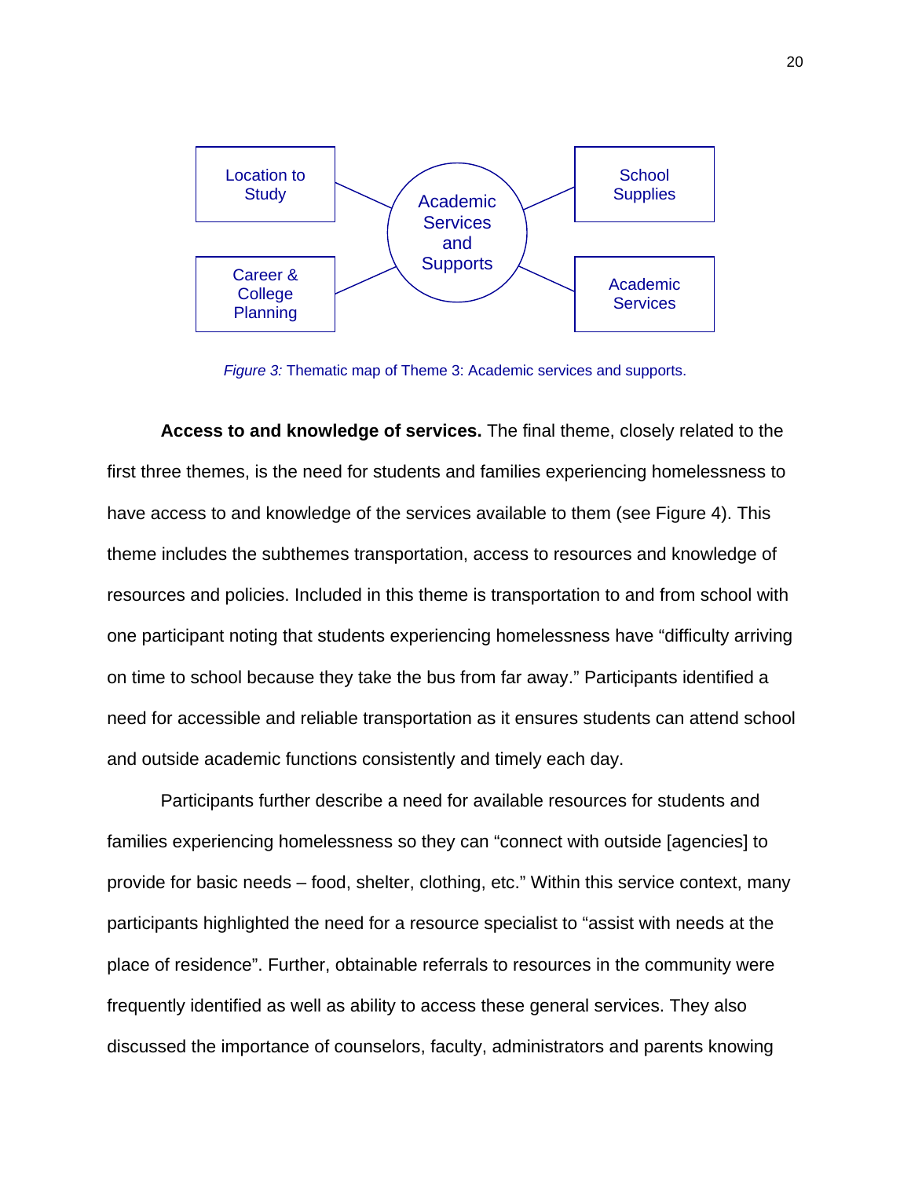*Figure 3:* Thematic map of Theme 3: Academic services and supports.

**Access to and knowledge of services.** The final theme, closely related to the first three themes, is the need for students and families experiencing homelessness to have access to and knowledge of the services available to them (see Figure 4). This theme includes the subthemes transportation, access to resources and knowledge of resources and policies. Included in this theme is transportation to and from school with one participant noting that students experiencing homelessness have "difficulty arriving on time to school because they take the bus from far away." Participants identified a need for accessible and reliable transportation as it ensures students can attend school and outside academic functions consistently and timely each day.

Participants further describe a need for available resources for students and families experiencing homelessness so they can "connect with outside [agencies] to provide for basic needs – food, shelter, clothing, etc." Within this service context, many participants highlighted the need for a resource specialist to "assist with needs at the place of residence". Further, obtainable referrals to resources in the community were frequently identified as well as ability to access these general services. They also discussed the importance of counselors, faculty, administrators and parents knowing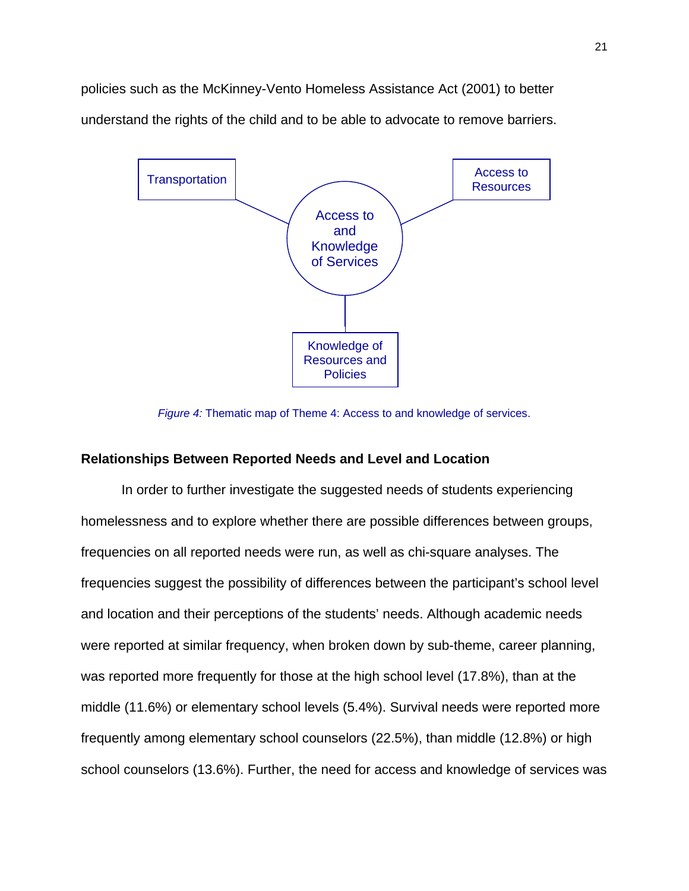policies such as the McKinney-Vento Homeless Assistance Act (2001) to better understand the rights of the child and to be able to advocate to remove barriers.

*Figure 4:* Thematic map of Theme 4: Access to and knowledge of services.

## Relationships Between Reported Needs and Level and Location

In order to further investigate the suggested needs of students experiencing homelessness and to explore whether there are possible differences between groups, frequencies on all reported needs were run, as well as chi-square analyses. The frequencies suggest the possibility of differences between the participant's school level and location and their perceptions of the students' needs. Although academic needs were reported at similar frequency, when broken down by sub-theme, career planning, was reported more frequently for those at the high school level (17.8%), than at the middle (11.6%) or elementary school levels (5.4%). Survival needs were reported more frequently among elementary school counselors (22.5%), than middle (12.8%) or high school counselors (13.6%). Further, the need for access and knowledge of services was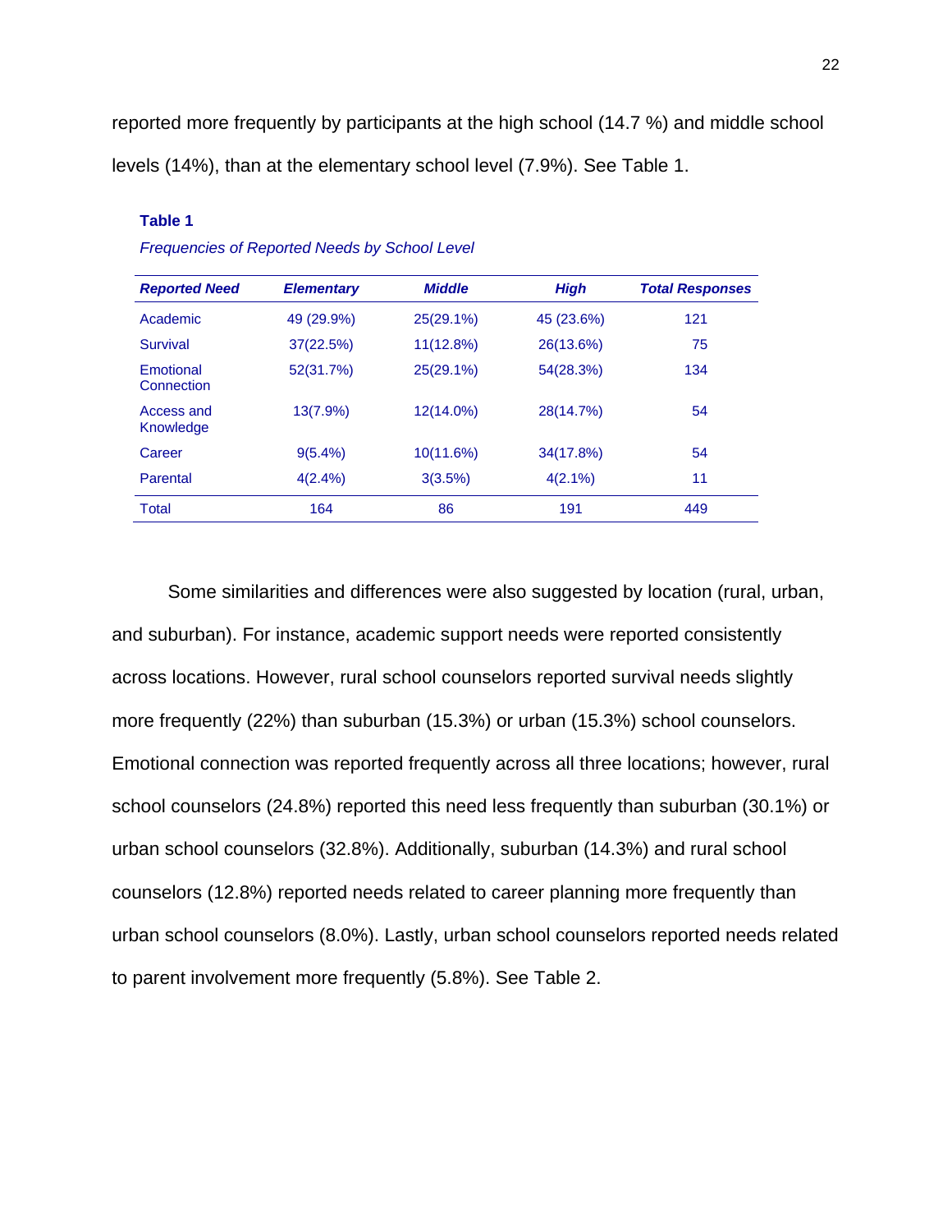reported more frequently by participants at the high school (14.7 %) and middle school levels (14%), than at the elementary school level (7.9%). See Table 1.

**Table 1**

*Frequencies of Reported Needs by School Level*

| *Reported Need* | *Elementary* | *Middle* | *High* | *Total Responses* |
|---|---|---|---|---|
| Academic | 49 (29.9%) | 25(29.1%) | 45 (23.6%) | 121 |
| Survival | 37(22.5%) | 11(12.8%) | 26(13.6%) | 75 |
| Emotional Connection | 52(31.7%) | 25(29.1%) | 54(28.3%) | 134 |
| Access and Knowledge | 13(7.9%) | 12(14.0%) | 28(14.7%) | 54 |
| Career | 9(5.4%) | 10(11.6%) | 34(17.8%) | 54 |
| Parental | 4(2.4%) | 3(3.5%) | 4(2.1%) | 11 |
| Total | 164 | 86 | 191 | 449 |

Some similarities and differences were also suggested by location (rural, urban, and suburban). For instance, academic support needs were reported consistently across locations. However, rural school counselors reported survival needs slightly more frequently (22%) than suburban (15.3%) or urban (15.3%) school counselors. Emotional connection was reported frequently across all three locations; however, rural school counselors (24.8%) reported this need less frequently than suburban (30.1%) or urban school counselors (32.8%). Additionally, suburban (14.3%) and rural school counselors (12.8%) reported needs related to career planning more frequently than urban school counselors (8.0%). Lastly, urban school counselors reported needs related to parent involvement more frequently (5.8%). See Table 2.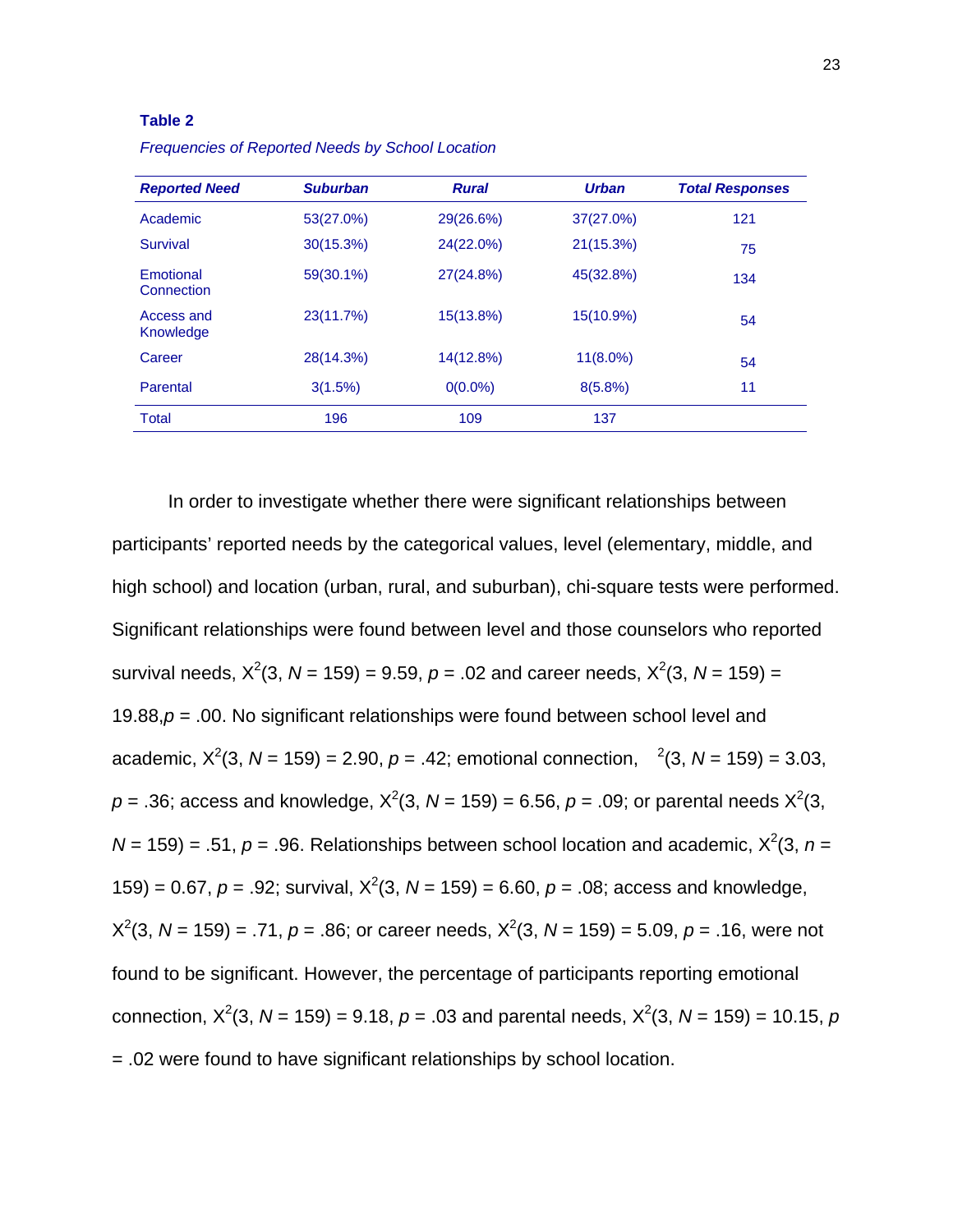**Table 2**

*Frequencies of Reported Needs by School Location*

| *Reported Need* | *Suburban* | *Rural* | *Urban* | *Total Responses* |
|---|---|---|---|---|
| Academic | 53(27.0%) | 29(26.6%) | 37(27.0%) | 121 |
| Survival | 30(15.3%) | 24(22.0%) | 21(15.3%) | 75 |
| Emotional Connection | 59(30.1%) | 27(24.8%) | 45(32.8%) | 134 |
| Access and Knowledge | 23(11.7%) | 15(13.8%) | 15(10.9%) | 54 |
| Career | 28(14.3%) | 14(12.8%) | 11(8.0%) | 54 |
| Parental | 3(1.5%) | 0(0.0%) | 8(5.8%) | 11 |
| Total | 196 | 109 | 137 | |

In order to investigate whether there were significant relationships between participants' reported needs by the categorical values, level (elementary, middle, and high school) and location (urban, rural, and suburban), chi-square tests were performed. Significant relationships were found between level and those counselors who reported survival needs, $X^2(3, N = 159) = 9.59$, $p = .02$ and career needs, $X^2(3, N = 159) = 19.88$,$p = .00$. No significant relationships were found between school level and academic, $X^2(3, N = 159) = 2.90$, $p = .42$; emotional connection, $^2(3, N = 159) = 3.03$, $p = .36$; access and knowledge, $X^2(3, N = 159) = 6.56$, $p = .09$; or parental needs $X^2(3, N = 159) = .51$, $p = .96$. Relationships between school location and academic, $X^2(3, n = 159) = 0.67$, $p = .92$; survival, $X^2(3, N = 159) = 6.60$, $p = .08$; access and knowledge, $X^2(3, N = 159) = .71$, $p = .86$; or career needs, $X^2(3, N = 159) = 5.09$, $p = .16$, were not found to be significant. However, the percentage of participants reporting emotional connection, $X^2(3, N = 159) = 9.18$, $p = .03$ and parental needs, $X^2(3, N = 159) = 10.15$, $p = .02$ were found to have significant relationships by school location.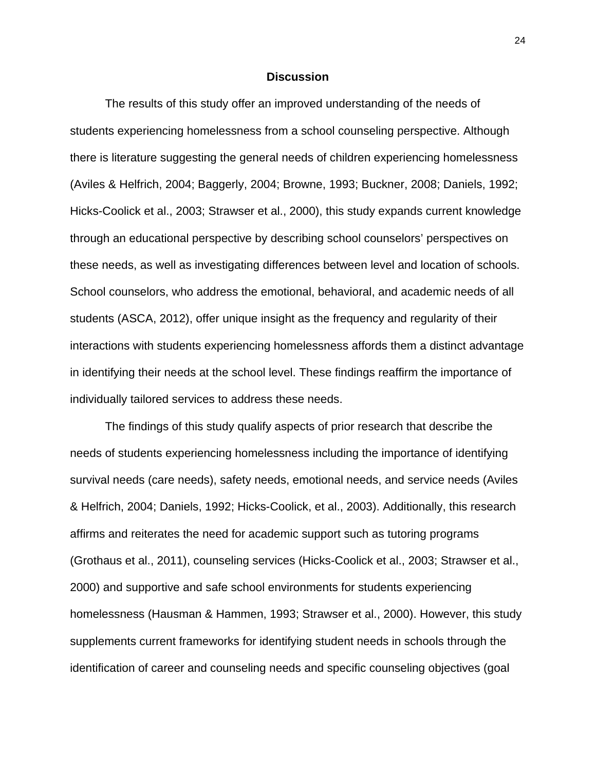## Discussion

The results of this study offer an improved understanding of the needs of students experiencing homelessness from a school counseling perspective. Although there is literature suggesting the general needs of children experiencing homelessness (Aviles & Helfrich, 2004; Baggerly, 2004; Browne, 1993; Buckner, 2008; Daniels, 1992; Hicks-Coolick et al., 2003; Strawser et al., 2000), this study expands current knowledge through an educational perspective by describing school counselors' perspectives on these needs, as well as investigating differences between level and location of schools. School counselors, who address the emotional, behavioral, and academic needs of all students (ASCA, 2012), offer unique insight as the frequency and regularity of their interactions with students experiencing homelessness affords them a distinct advantage in identifying their needs at the school level. These findings reaffirm the importance of individually tailored services to address these needs.

The findings of this study qualify aspects of prior research that describe the needs of students experiencing homelessness including the importance of identifying survival needs (care needs), safety needs, emotional needs, and service needs (Aviles & Helfrich, 2004; Daniels, 1992; Hicks-Coolick, et al., 2003). Additionally, this research affirms and reiterates the need for academic support such as tutoring programs (Grothaus et al., 2011), counseling services (Hicks-Coolick et al., 2003; Strawser et al., 2000) and supportive and safe school environments for students experiencing homelessness (Hausman & Hammen, 1993; Strawser et al., 2000). However, this study supplements current frameworks for identifying student needs in schools through the identification of career and counseling needs and specific counseling objectives (goal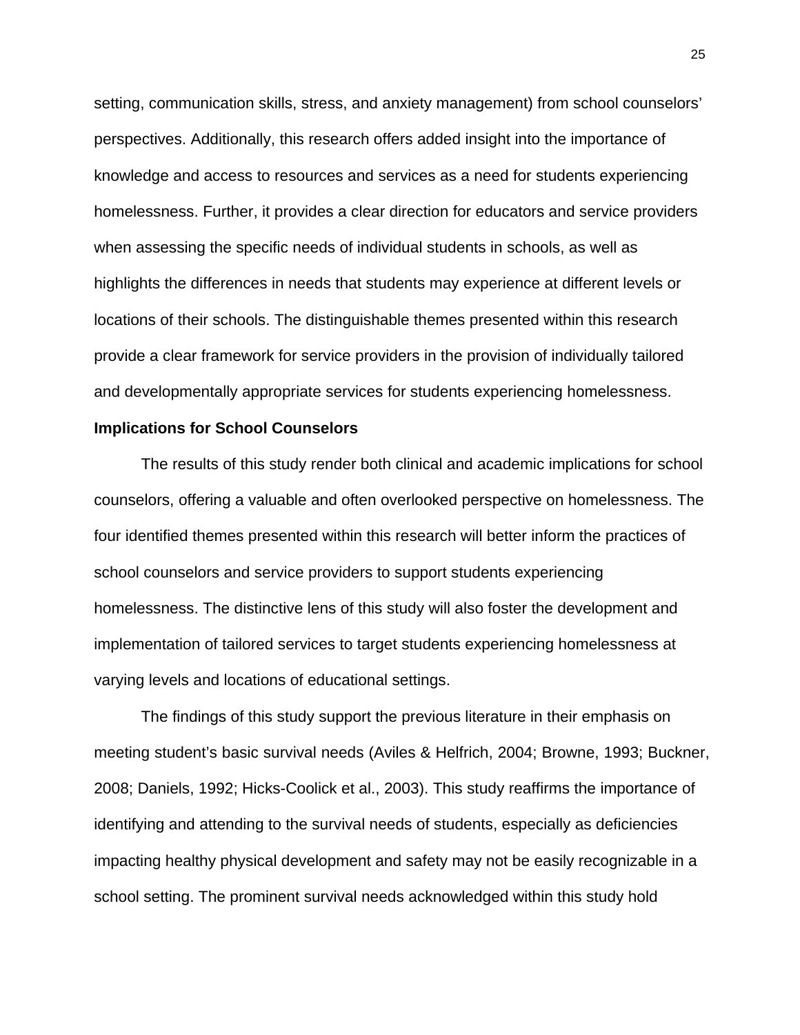setting, communication skills, stress, and anxiety management) from school counselors' perspectives. Additionally, this research offers added insight into the importance of knowledge and access to resources and services as a need for students experiencing homelessness. Further, it provides a clear direction for educators and service providers when assessing the specific needs of individual students in schools, as well as highlights the differences in needs that students may experience at different levels or locations of their schools. The distinguishable themes presented within this research provide a clear framework for service providers in the provision of individually tailored and developmentally appropriate services for students experiencing homelessness.

**Implications for School Counselors**

The results of this study render both clinical and academic implications for school counselors, offering a valuable and often overlooked perspective on homelessness. The four identified themes presented within this research will better inform the practices of school counselors and service providers to support students experiencing homelessness. The distinctive lens of this study will also foster the development and implementation of tailored services to target students experiencing homelessness at varying levels and locations of educational settings.

The findings of this study support the previous literature in their emphasis on meeting student's basic survival needs (Aviles & Helfrich, 2004; Browne, 1993; Buckner, 2008; Daniels, 1992; Hicks-Coolick et al., 2003). This study reaffirms the importance of identifying and attending to the survival needs of students, especially as deficiencies impacting healthy physical development and safety may not be easily recognizable in a school setting. The prominent survival needs acknowledged within this study hold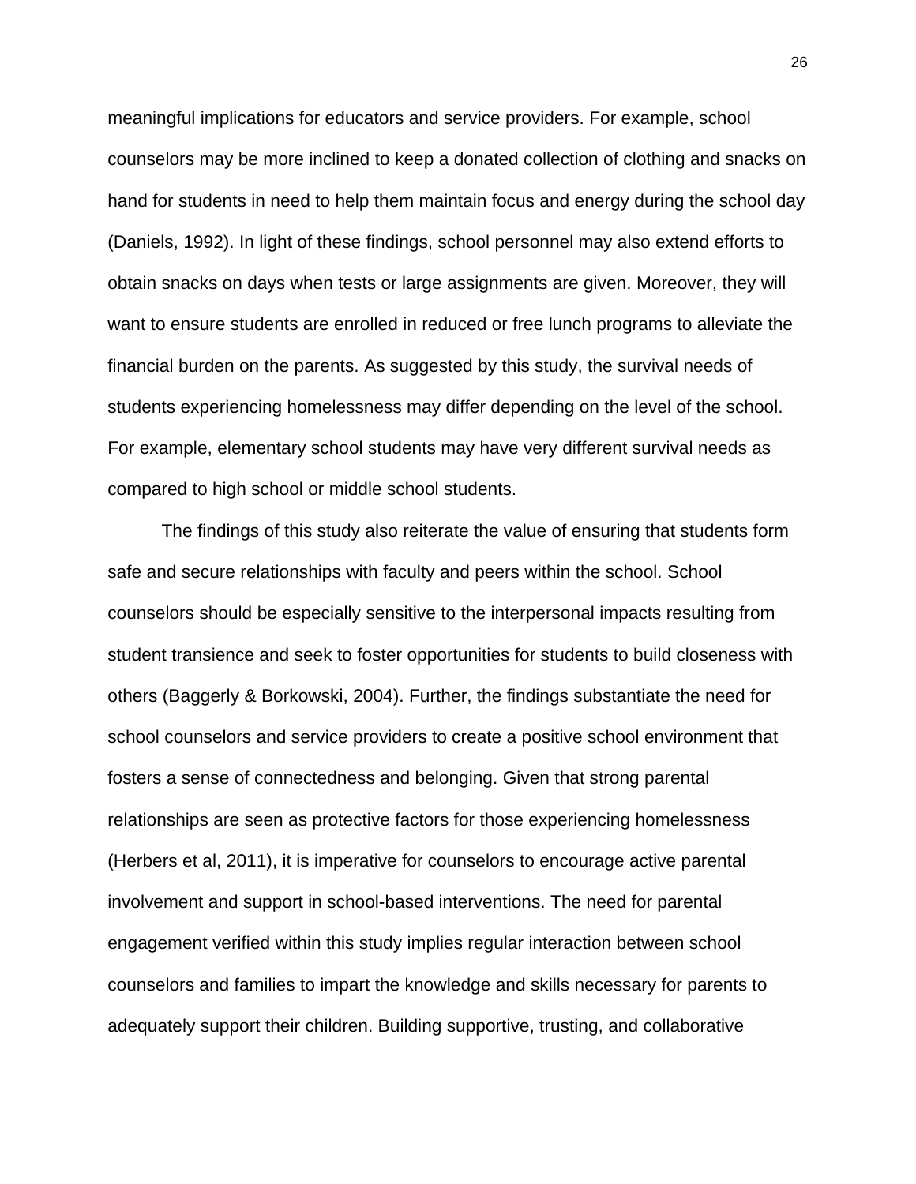meaningful implications for educators and service providers. For example, school counselors may be more inclined to keep a donated collection of clothing and snacks on hand for students in need to help them maintain focus and energy during the school day (Daniels, 1992). In light of these findings, school personnel may also extend efforts to obtain snacks on days when tests or large assignments are given. Moreover, they will want to ensure students are enrolled in reduced or free lunch programs to alleviate the financial burden on the parents. As suggested by this study, the survival needs of students experiencing homelessness may differ depending on the level of the school. For example, elementary school students may have very different survival needs as compared to high school or middle school students.

The findings of this study also reiterate the value of ensuring that students form safe and secure relationships with faculty and peers within the school. School counselors should be especially sensitive to the interpersonal impacts resulting from student transience and seek to foster opportunities for students to build closeness with others (Baggerly & Borkowski, 2004). Further, the findings substantiate the need for school counselors and service providers to create a positive school environment that fosters a sense of connectedness and belonging. Given that strong parental relationships are seen as protective factors for those experiencing homelessness (Herbers et al, 2011), it is imperative for counselors to encourage active parental involvement and support in school-based interventions. The need for parental engagement verified within this study implies regular interaction between school counselors and families to impart the knowledge and skills necessary for parents to adequately support their children. Building supportive, trusting, and collaborative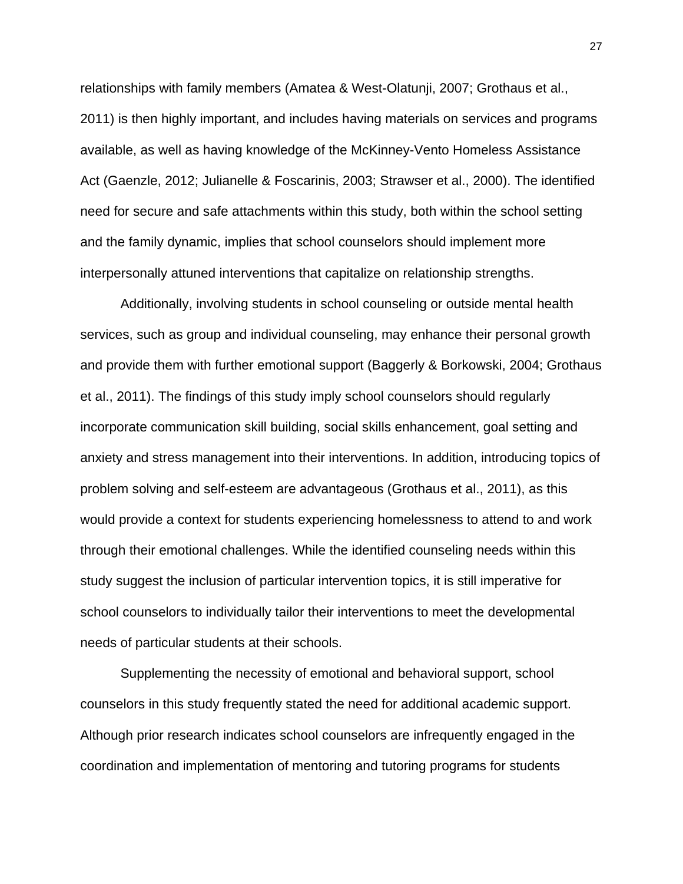relationships with family members (Amatea & West-Olatunji, 2007; Grothaus et al., 2011) is then highly important, and includes having materials on services and programs available, as well as having knowledge of the McKinney-Vento Homeless Assistance Act (Gaenzle, 2012; Julianelle & Foscarinis, 2003; Strawser et al., 2000). The identified need for secure and safe attachments within this study, both within the school setting and the family dynamic, implies that school counselors should implement more interpersonally attuned interventions that capitalize on relationship strengths.

Additionally, involving students in school counseling or outside mental health services, such as group and individual counseling, may enhance their personal growth and provide them with further emotional support (Baggerly & Borkowski, 2004; Grothaus et al., 2011). The findings of this study imply school counselors should regularly incorporate communication skill building, social skills enhancement, goal setting and anxiety and stress management into their interventions. In addition, introducing topics of problem solving and self-esteem are advantageous (Grothaus et al., 2011), as this would provide a context for students experiencing homelessness to attend to and work through their emotional challenges. While the identified counseling needs within this study suggest the inclusion of particular intervention topics, it is still imperative for school counselors to individually tailor their interventions to meet the developmental needs of particular students at their schools.

Supplementing the necessity of emotional and behavioral support, school counselors in this study frequently stated the need for additional academic support. Although prior research indicates school counselors are infrequently engaged in the coordination and implementation of mentoring and tutoring programs for students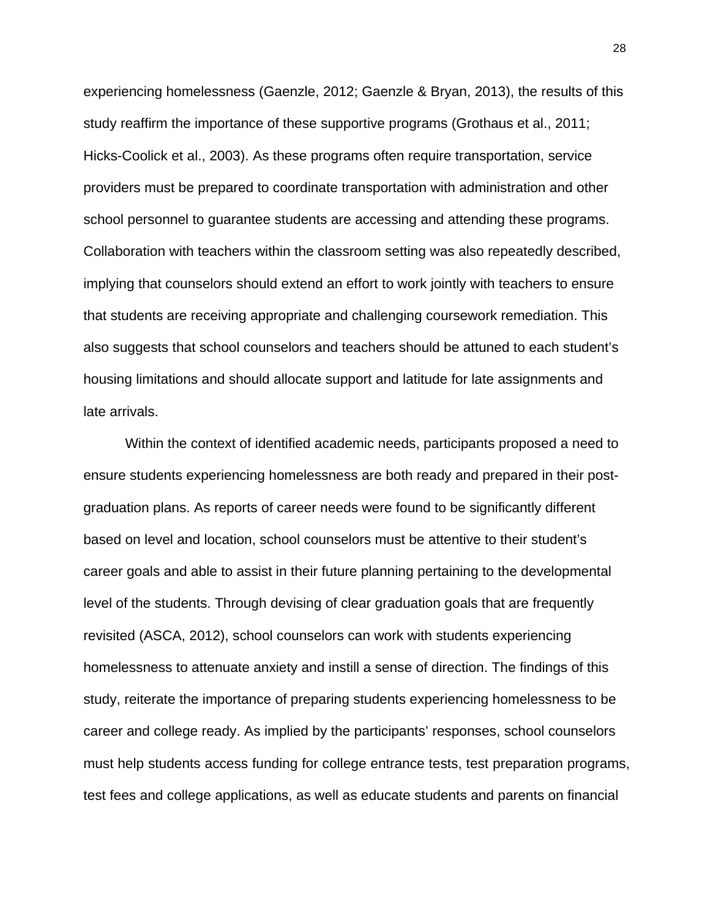experiencing homelessness (Gaenzle, 2012; Gaenzle & Bryan, 2013), the results of this study reaffirm the importance of these supportive programs (Grothaus et al., 2011; Hicks-Coolick et al., 2003). As these programs often require transportation, service providers must be prepared to coordinate transportation with administration and other school personnel to guarantee students are accessing and attending these programs. Collaboration with teachers within the classroom setting was also repeatedly described, implying that counselors should extend an effort to work jointly with teachers to ensure that students are receiving appropriate and challenging coursework remediation. This also suggests that school counselors and teachers should be attuned to each student's housing limitations and should allocate support and latitude for late assignments and late arrivals.

Within the context of identified academic needs, participants proposed a need to ensure students experiencing homelessness are both ready and prepared in their post-graduation plans. As reports of career needs were found to be significantly different based on level and location, school counselors must be attentive to their student's career goals and able to assist in their future planning pertaining to the developmental level of the students. Through devising of clear graduation goals that are frequently revisited (ASCA, 2012), school counselors can work with students experiencing homelessness to attenuate anxiety and instill a sense of direction. The findings of this study, reiterate the importance of preparing students experiencing homelessness to be career and college ready. As implied by the participants' responses, school counselors must help students access funding for college entrance tests, test preparation programs, test fees and college applications, as well as educate students and parents on financial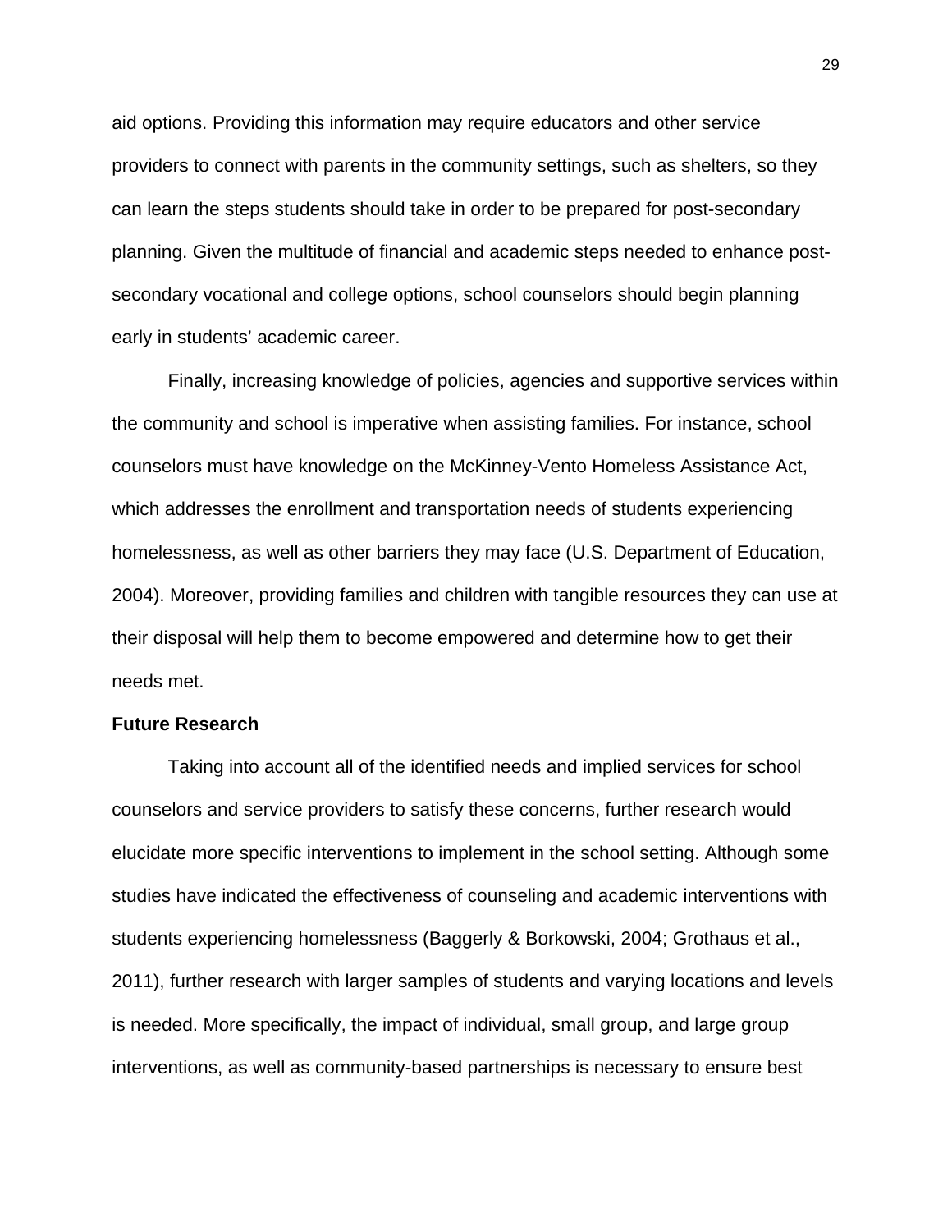aid options. Providing this information may require educators and other service providers to connect with parents in the community settings, such as shelters, so they can learn the steps students should take in order to be prepared for post-secondary planning. Given the multitude of financial and academic steps needed to enhance post-secondary vocational and college options, school counselors should begin planning early in students' academic career.

Finally, increasing knowledge of policies, agencies and supportive services within the community and school is imperative when assisting families. For instance, school counselors must have knowledge on the McKinney-Vento Homeless Assistance Act, which addresses the enrollment and transportation needs of students experiencing homelessness, as well as other barriers they may face (U.S. Department of Education, 2004). Moreover, providing families and children with tangible resources they can use at their disposal will help them to become empowered and determine how to get their needs met.

## Future Research

Taking into account all of the identified needs and implied services for school counselors and service providers to satisfy these concerns, further research would elucidate more specific interventions to implement in the school setting. Although some studies have indicated the effectiveness of counseling and academic interventions with students experiencing homelessness (Baggerly & Borkowski, 2004; Grothaus et al., 2011), further research with larger samples of students and varying locations and levels is needed. More specifically, the impact of individual, small group, and large group interventions, as well as community-based partnerships is necessary to ensure best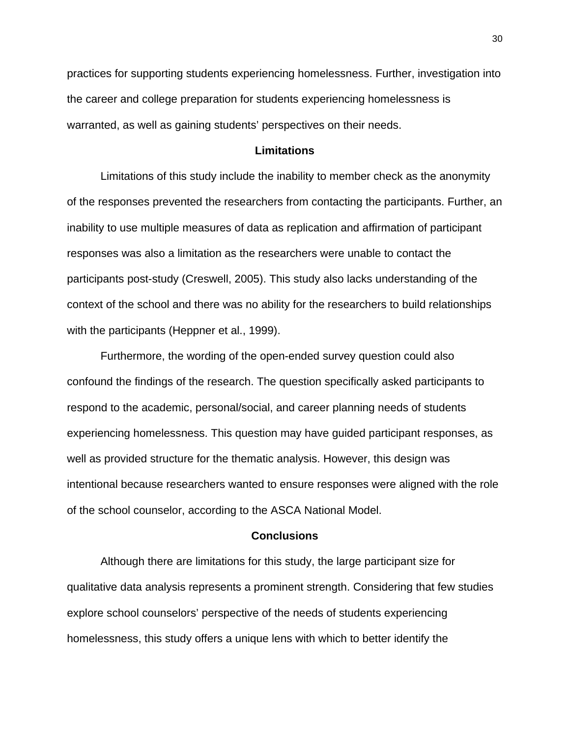practices for supporting students experiencing homelessness. Further, investigation into the career and college preparation for students experiencing homelessness is warranted, as well as gaining students' perspectives on their needs.

## Limitations

Limitations of this study include the inability to member check as the anonymity of the responses prevented the researchers from contacting the participants. Further, an inability to use multiple measures of data as replication and affirmation of participant responses was also a limitation as the researchers were unable to contact the participants post-study (Creswell, 2005). This study also lacks understanding of the context of the school and there was no ability for the researchers to build relationships with the participants (Heppner et al., 1999).

Furthermore, the wording of the open-ended survey question could also confound the findings of the research. The question specifically asked participants to respond to the academic, personal/social, and career planning needs of students experiencing homelessness. This question may have guided participant responses, as well as provided structure for the thematic analysis. However, this design was intentional because researchers wanted to ensure responses were aligned with the role of the school counselor, according to the ASCA National Model.

## Conclusions

Although there are limitations for this study, the large participant size for qualitative data analysis represents a prominent strength. Considering that few studies explore school counselors' perspective of the needs of students experiencing homelessness, this study offers a unique lens with which to better identify the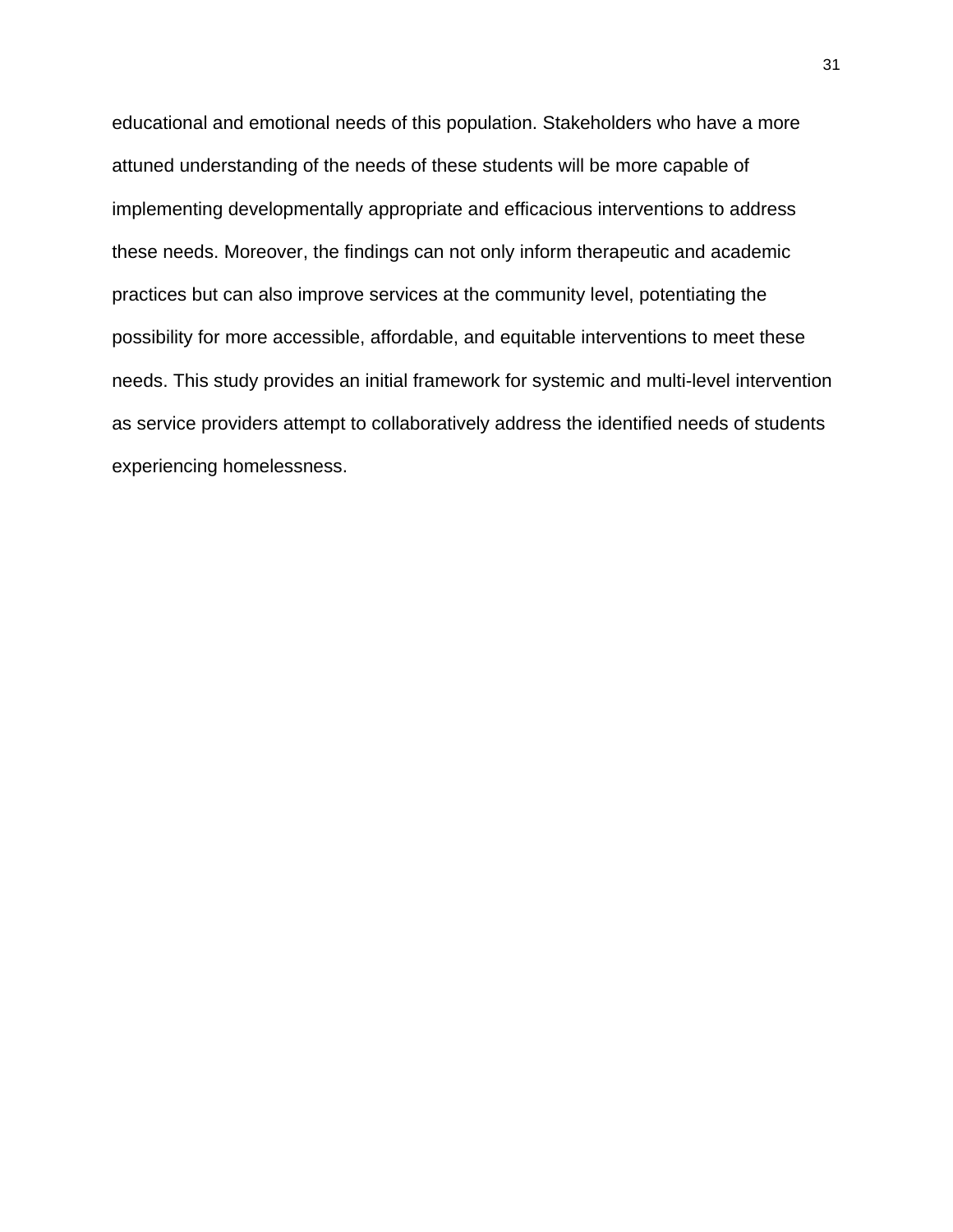educational and emotional needs of this population. Stakeholders who have a more attuned understanding of the needs of these students will be more capable of implementing developmentally appropriate and efficacious interventions to address these needs. Moreover, the findings can not only inform therapeutic and academic practices but can also improve services at the community level, potentiating the possibility for more accessible, affordable, and equitable interventions to meet these needs. This study provides an initial framework for systemic and multi-level intervention as service providers attempt to collaboratively address the identified needs of students experiencing homelessness.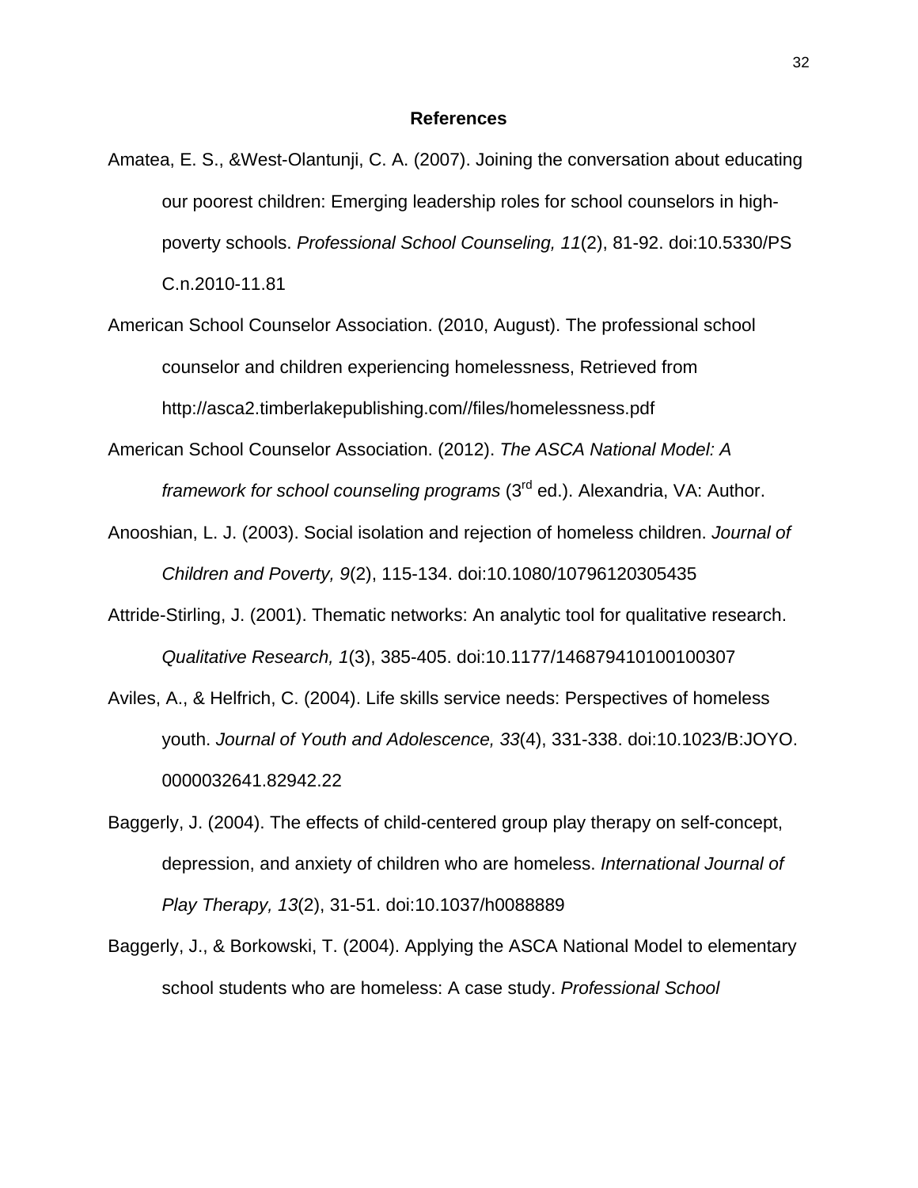# References

Amatea, E. S., &West-Olantunji, C. A. (2007). Joining the conversation about educating our poorest children: Emerging leadership roles for school counselors in high-poverty schools. *Professional School Counseling, 11*(2), 81-92. doi:10.5330/PSC.n.2010-11.81

American School Counselor Association. (2010, August). The professional school counselor and children experiencing homelessness, Retrieved from http://asca2.timberlakepublishing.com//files/homelessness.pdf

American School Counselor Association. (2012). *The ASCA National Model: A framework for school counseling programs* (3rd ed.). Alexandria, VA: Author.

Anooshian, L. J. (2003). Social isolation and rejection of homeless children. *Journal of Children and Poverty, 9*(2), 115-134. doi:10.1080/10796120305435

Attride-Stirling, J. (2001). Thematic networks: An analytic tool for qualitative research. *Qualitative Research, 1*(3), 385-405. doi:10.1177/146879410100100307

Aviles, A., & Helfrich, C. (2004). Life skills service needs: Perspectives of homeless youth. *Journal of Youth and Adolescence, 33*(4), 331-338. doi:10.1023/B:JOYO.0000032641.82942.22

Baggerly, J. (2004). The effects of child-centered group play therapy on self-concept, depression, and anxiety of children who are homeless. *International Journal of Play Therapy, 13*(2), 31-51. doi:10.1037/h0088889

Baggerly, J., & Borkowski, T. (2004). Applying the ASCA National Model to elementary school students who are homeless: A case study. *Professional School*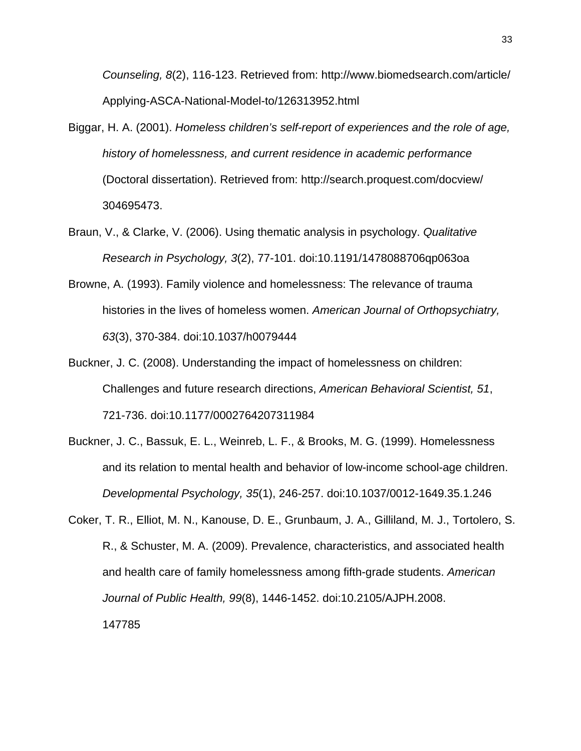*Counseling, 8*(2), 116-123. Retrieved from: http://www.biomedsearch.com/article/Applying-ASCA-National-Model-to/126313952.html

Biggar, H. A. (2001). *Homeless children's self-report of experiences and the role of age, history of homelessness, and current residence in academic performance* (Doctoral dissertation). Retrieved from: http://search.proquest.com/docview/304695473.

Braun, V., & Clarke, V. (2006). Using thematic analysis in psychology. *Qualitative Research in Psychology, 3*(2), 77-101. doi:10.1191/1478088706qp063oa

Browne, A. (1993). Family violence and homelessness: The relevance of trauma histories in the lives of homeless women. *American Journal of Orthopsychiatry, 63*(3), 370-384. doi:10.1037/h0079444

Buckner, J. C. (2008). Understanding the impact of homelessness on children: Challenges and future research directions, *American Behavioral Scientist, 51*, 721-736. doi:10.1177/0002764207311984

Buckner, J. C., Bassuk, E. L., Weinreb, L. F., & Brooks, M. G. (1999). Homelessness and its relation to mental health and behavior of low-income school-age children. *Developmental Psychology, 35*(1), 246-257. doi:10.1037/0012-1649.35.1.246

Coker, T. R., Elliot, M. N., Kanouse, D. E., Grunbaum, J. A., Gilliland, M. J., Tortolero, S. R., & Schuster, M. A. (2009). Prevalence, characteristics, and associated health and health care of family homelessness among fifth-grade students. *American Journal of Public Health, 99*(8), 1446-1452. doi:10.2105/AJPH.2008.147785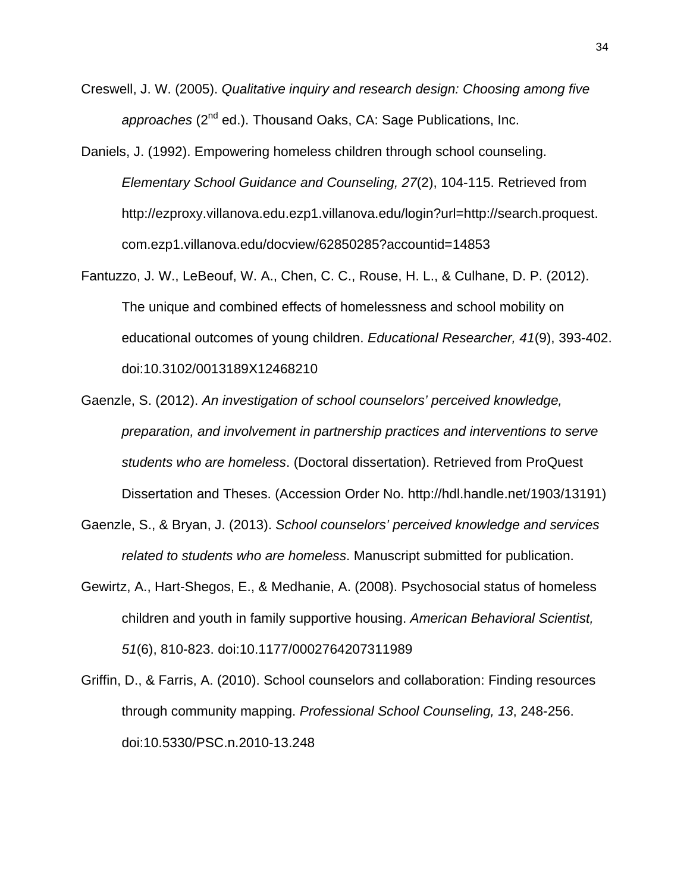Creswell, J. W. (2005). *Qualitative inquiry and research design: Choosing among five approaches* (2nd ed.). Thousand Oaks, CA: Sage Publications, Inc.

Daniels, J. (1992). Empowering homeless children through school counseling. *Elementary School Guidance and Counseling, 27*(2), 104-115. Retrieved from http://ezproxy.villanova.edu.ezp1.villanova.edu/login?url=http://search.proquest.com.ezp1.villanova.edu/docview/62850285?accountid=14853

Fantuzzo, J. W., LeBeouf, W. A., Chen, C. C., Rouse, H. L., & Culhane, D. P. (2012). The unique and combined effects of homelessness and school mobility on educational outcomes of young children. *Educational Researcher, 41*(9), 393-402. doi:10.3102/0013189X12468210

Gaenzle, S. (2012). *An investigation of school counselors' perceived knowledge, preparation, and involvement in partnership practices and interventions to serve students who are homeless*. (Doctoral dissertation). Retrieved from ProQuest Dissertation and Theses. (Accession Order No. http://hdl.handle.net/1903/13191)

Gaenzle, S., & Bryan, J. (2013). *School counselors' perceived knowledge and services related to students who are homeless*. Manuscript submitted for publication.

Gewirtz, A., Hart-Shegos, E., & Medhanie, A. (2008). Psychosocial status of homeless children and youth in family supportive housing. *American Behavioral Scientist, 51*(6), 810-823. doi:10.1177/0002764207311989

Griffin, D., & Farris, A. (2010). School counselors and collaboration: Finding resources through community mapping. *Professional School Counseling, 13*, 248-256. doi:10.5330/PSC.n.2010-13.248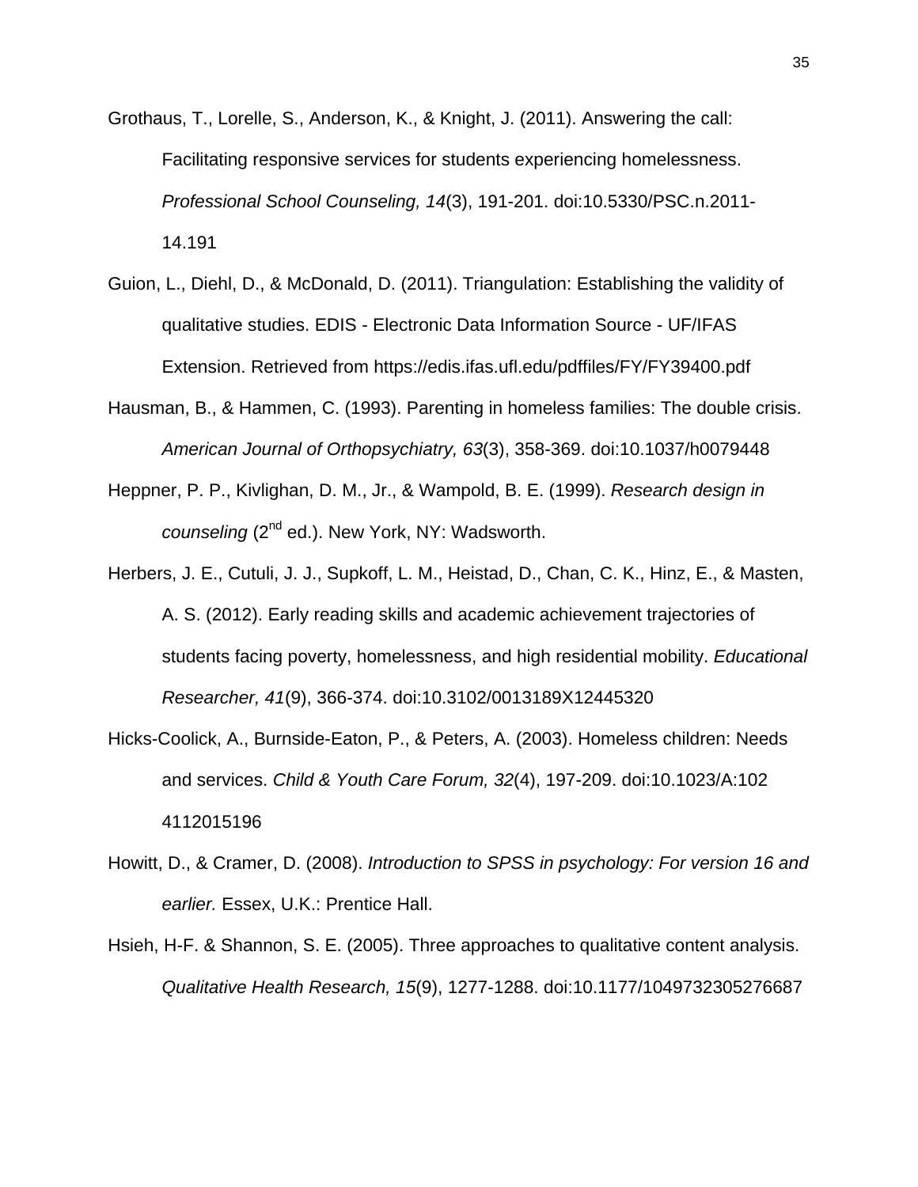Grothaus, T., Lorelle, S., Anderson, K., & Knight, J. (2011). Answering the call: Facilitating responsive services for students experiencing homelessness. *Professional School Counseling, 14*(3), 191-201. doi:10.5330/PSC.n.2011-14.191

Guion, L., Diehl, D., & McDonald, D. (2011). Triangulation: Establishing the validity of qualitative studies. EDIS - Electronic Data Information Source - UF/IFAS Extension. Retrieved from https://edis.ifas.ufl.edu/pdffiles/FY/FY39400.pdf

Hausman, B., & Hammen, C. (1993). Parenting in homeless families: The double crisis. *American Journal of Orthopsychiatry, 63*(3), 358-369. doi:10.1037/h0079448

Heppner, P. P., Kivlighan, D. M., Jr., & Wampold, B. E. (1999). *Research design in counseling* (2nd ed.). New York, NY: Wadsworth.

Herbers, J. E., Cutuli, J. J., Supkoff, L. M., Heistad, D., Chan, C. K., Hinz, E., & Masten, A. S. (2012). Early reading skills and academic achievement trajectories of students facing poverty, homelessness, and high residential mobility. *Educational Researcher, 41*(9), 366-374. doi:10.3102/0013189X12445320

Hicks-Coolick, A., Burnside-Eaton, P., & Peters, A. (2003). Homeless children: Needs and services. *Child & Youth Care Forum, 32*(4), 197-209. doi:10.1023/A:1024112015196

Howitt, D., & Cramer, D. (2008). *Introduction to SPSS in psychology: For version 16 and earlier.* Essex, U.K.: Prentice Hall.

Hsieh, H-F. & Shannon, S. E. (2005). Three approaches to qualitative content analysis. *Qualitative Health Research, 15*(9), 1277-1288. doi:10.1177/1049732305276687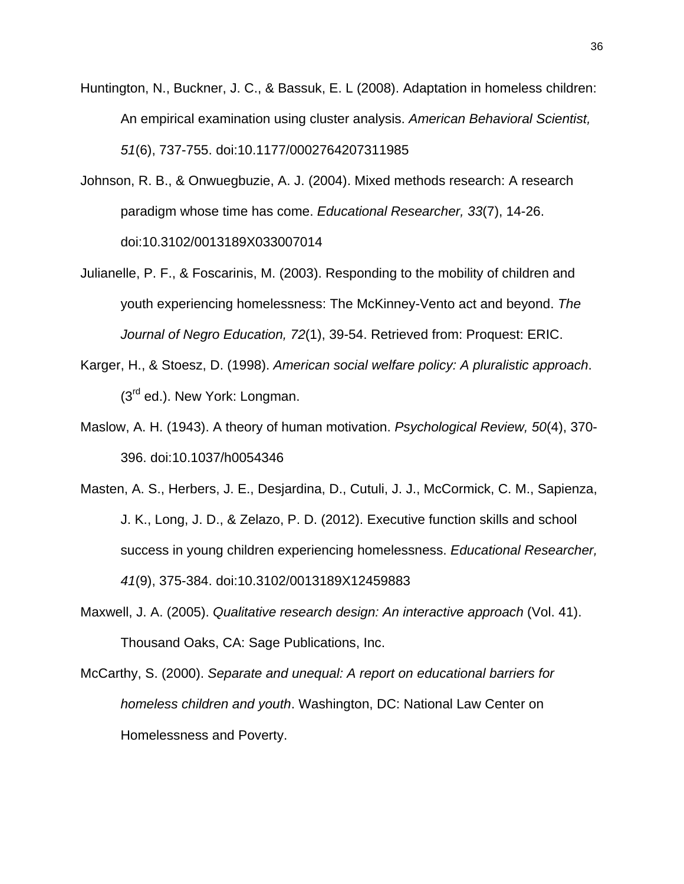Huntington, N., Buckner, J. C., & Bassuk, E. L (2008). Adaptation in homeless children: An empirical examination using cluster analysis. *American Behavioral Scientist, 51*(6), 737-755. doi:10.1177/0002764207311985

Johnson, R. B., & Onwuegbuzie, A. J. (2004). Mixed methods research: A research paradigm whose time has come. *Educational Researcher, 33*(7), 14-26. doi:10.3102/0013189X033007014

Julianelle, P. F., & Foscarinis, M. (2003). Responding to the mobility of children and youth experiencing homelessness: The McKinney-Vento act and beyond. *The Journal of Negro Education, 72*(1), 39-54. Retrieved from: Proquest: ERIC.

Karger, H., & Stoesz, D. (1998). *American social welfare policy: A pluralistic approach*. (3rd ed.). New York: Longman.

Maslow, A. H. (1943). A theory of human motivation. *Psychological Review, 50*(4), 370-396. doi:10.1037/h0054346

Masten, A. S., Herbers, J. E., Desjardina, D., Cutuli, J. J., McCormick, C. M., Sapienza, J. K., Long, J. D., & Zelazo, P. D. (2012). Executive function skills and school success in young children experiencing homelessness. *Educational Researcher, 41*(9), 375-384. doi:10.3102/0013189X12459883

Maxwell, J. A. (2005). *Qualitative research design: An interactive approach* (Vol. 41). Thousand Oaks, CA: Sage Publications, Inc.

McCarthy, S. (2000). *Separate and unequal: A report on educational barriers for homeless children and youth*. Washington, DC: National Law Center on Homelessness and Poverty.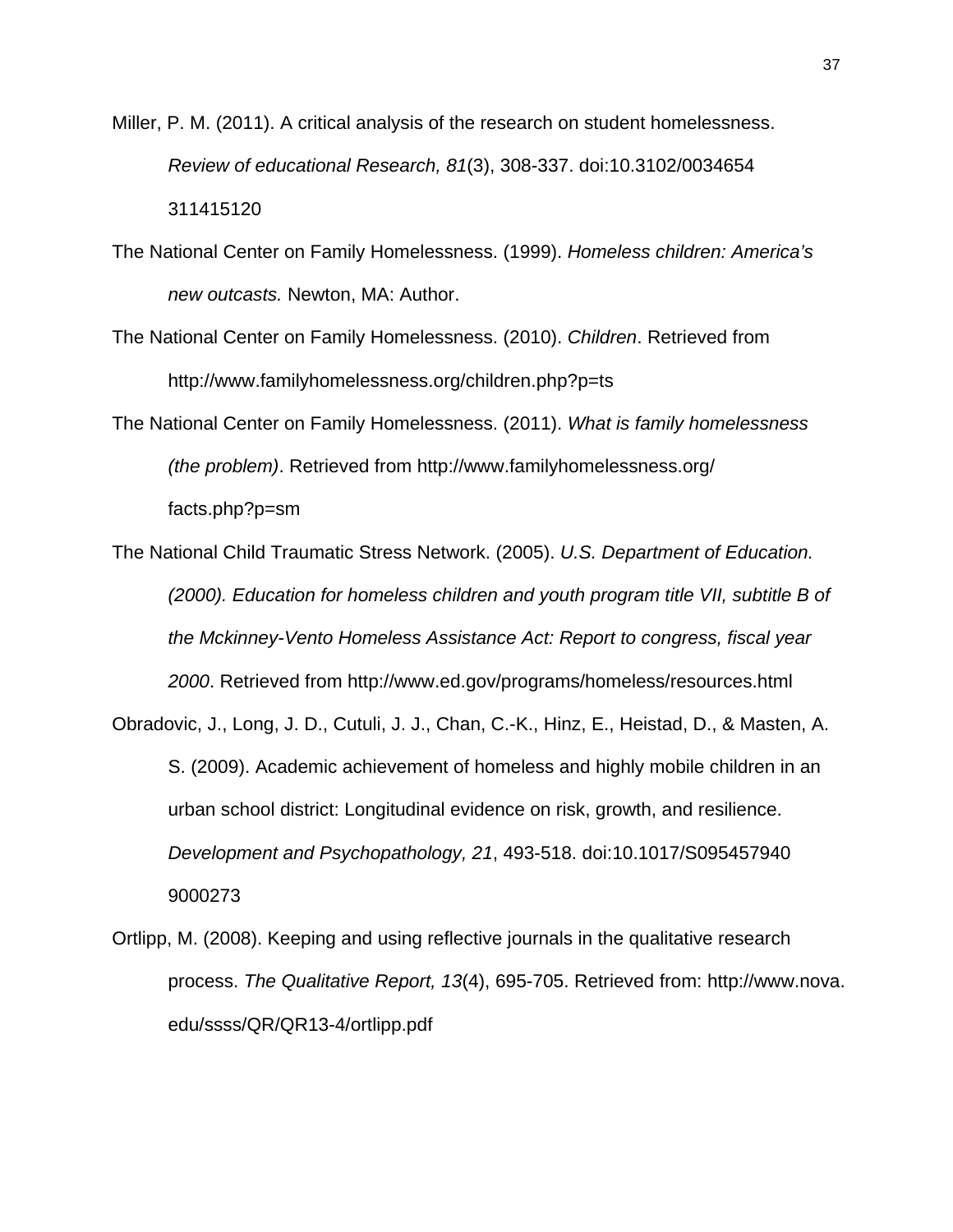Miller, P. M. (2011). A critical analysis of the research on student homelessness. *Review of educational Research, 81*(3), 308-337. doi:10.3102/0034654 311415120

The National Center on Family Homelessness. (1999). *Homeless children: America's new outcasts.* Newton, MA: Author.

The National Center on Family Homelessness. (2010). *Children*. Retrieved from http://www.familyhomelessness.org/children.php?p=ts

The National Center on Family Homelessness. (2011). *What is family homelessness (the problem)*. Retrieved from http://www.familyhomelessness.org/ facts.php?p=sm

The National Child Traumatic Stress Network. (2005). *U.S. Department of Education. (2000). Education for homeless children and youth program title VII, subtitle B of the Mckinney-Vento Homeless Assistance Act: Report to congress, fiscal year 2000*. Retrieved from http://www.ed.gov/programs/homeless/resources.html

Obradovic, J., Long, J. D., Cutuli, J. J., Chan, C.-K., Hinz, E., Heistad, D., & Masten, A. S. (2009). Academic achievement of homeless and highly mobile children in an urban school district: Longitudinal evidence on risk, growth, and resilience. *Development and Psychopathology, 21*, 493-518. doi:10.1017/S095457940 9000273

Ortlipp, M. (2008). Keeping and using reflective journals in the qualitative research process. *The Qualitative Report, 13*(4), 695-705. Retrieved from: http://www.nova. edu/ssss/QR/QR13-4/ortlipp.pdf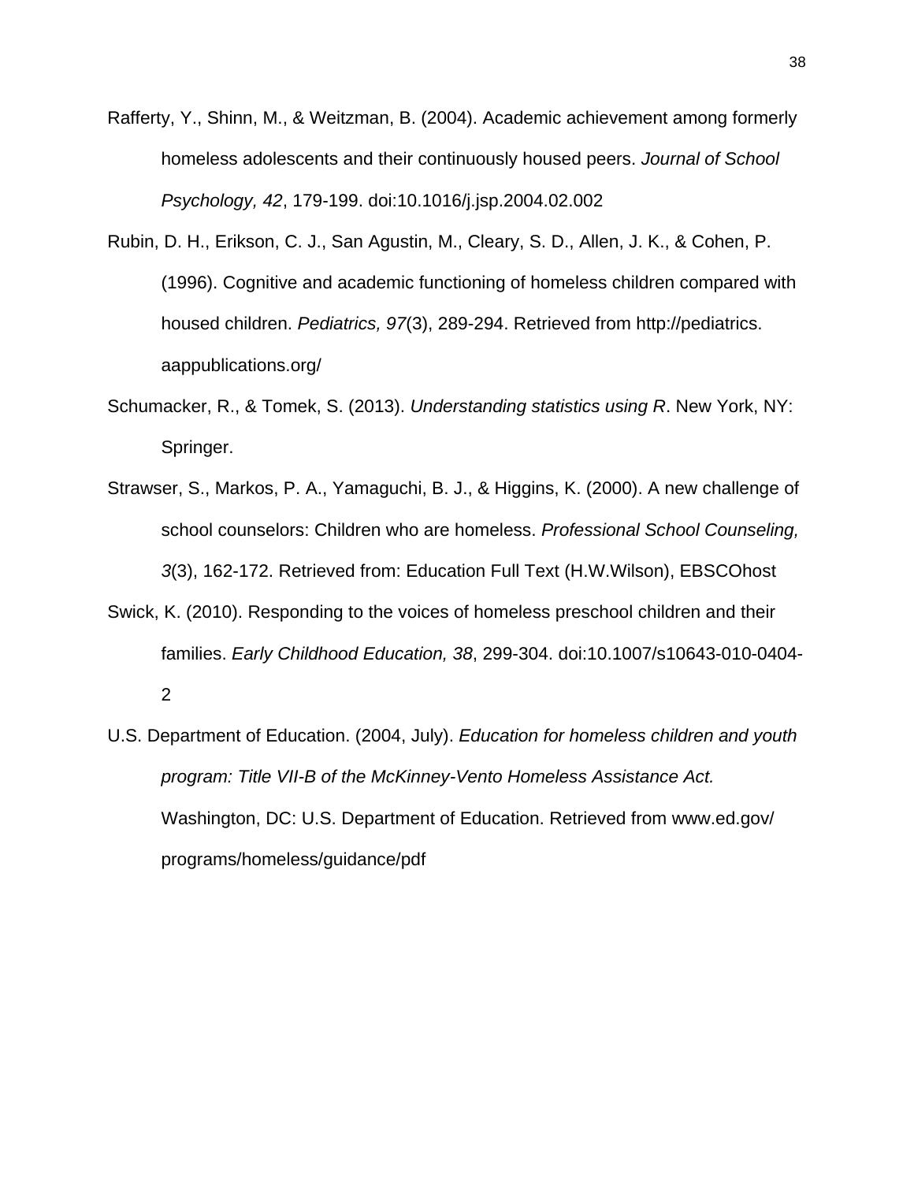Rafferty, Y., Shinn, M., & Weitzman, B. (2004). Academic achievement among formerly homeless adolescents and their continuously housed peers. *Journal of School Psychology, 42*, 179-199. doi:10.1016/j.jsp.2004.02.002

Rubin, D. H., Erikson, C. J., San Agustin, M., Cleary, S. D., Allen, J. K., & Cohen, P. (1996). Cognitive and academic functioning of homeless children compared with housed children. *Pediatrics, 97*(3), 289-294. Retrieved from http://pediatrics. aappublications.org/

Schumacker, R., & Tomek, S. (2013). *Understanding statistics using R*. New York, NY: Springer.

Strawser, S., Markos, P. A., Yamaguchi, B. J., & Higgins, K. (2000). A new challenge of school counselors: Children who are homeless. *Professional School Counseling, 3*(3), 162-172. Retrieved from: Education Full Text (H.W.Wilson), EBSCOhost

Swick, K. (2010). Responding to the voices of homeless preschool children and their families. *Early Childhood Education, 38*, 299-304. doi:10.1007/s10643-010-0404-2

U.S. Department of Education. (2004, July). *Education for homeless children and youth program: Title VII-B of the McKinney-Vento Homeless Assistance Act.* Washington, DC: U.S. Department of Education. Retrieved from www.ed.gov/ programs/homeless/guidance/pdf